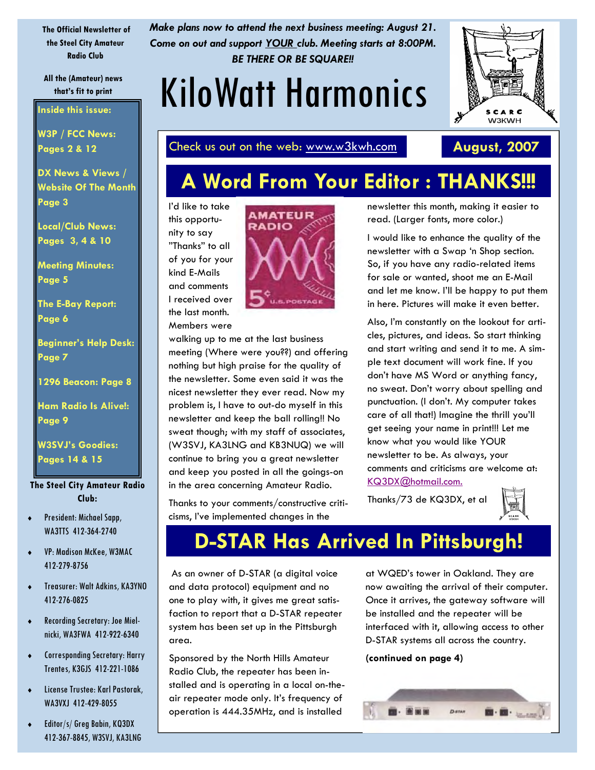The Official Newsletter of the Steel City Amateur Radio Club

All the (Amateur) news that's fit to print

*Make plans now to attend the next business meeting: August 21. Come on out and support YOUR club. Meeting starts at 8:00PM.*

***BE THERE OR BE SQUARE!!***

# KiloWatt Harmonics

Check us out on the web: www.w3kwh.com

**August, 2007**

**Inside this issue:**

**W3P / FCC News: Pages 2 & 12**

**DX News & Views / Website Of The Month Page 3**

**Local/Club News: Pages 3, 4 & 10**

**Meeting Minutes: Page 5**

**The E-Bay Report: Page 6**

**Beginner's Help Desk: Page 7**

**1296 Beacon: Page 8**

**Ham Radio Is Alive!: Page 9**

**W3SVJ's Goodies: Pages 14 & 15**

**The Steel City Amateur Radio Club:**

- President: Michael Sapp, WA3TTS 412-364-2740
- VP: Madison McKee, W3MAC 412-279-8756
- Treasurer: Walt Adkins, KA3YNO 412-276-0825
- Recording Secretary: Joe Mielnicki, WA3FWA 412-922-6340
- Corresponding Secretary: Harry Trentes, K3GJS 412-221-1086
- License Trustee: Karl Pastorak, WA3VXJ 412-429-8055
- Editor/s/ Greg Babin, KQ3DX 412-367-8845, W3SVJ, KA3LNG

## A Word From Your Editor : THANKS!!!

I'd like to take this opportunity to say "Thanks" to all of you for your kind E-Mails and comments I received over the last month. Members were walking up to me at the last business meeting (Where were you??) and offering nothing but high praise for the quality of the newsletter. Some even said it was the nicest newsletter they ever read. Now my problem is, I have to out-do myself in this newsletter and keep the ball rolling!! No sweat though; with my staff of associates, (W3SVJ, KA3LNG and KB3NUQ) we will continue to bring you a great newsletter and keep you posted in all the goings-on in the area concerning Amateur Radio.

Thanks to your comments/constructive criticisms, I've implemented changes in the newsletter this month, making it easier to read. (Larger fonts, more color.)

I would like to enhance the quality of the newsletter with a Swap 'n Shop section. So, if you have any radio-related items for sale or wanted, shoot me an E-Mail and let me know. I'll be happy to put them in here. Pictures will make it even better.

Also, I'm constantly on the lookout for articles, pictures, and ideas. So start thinking and start writing and send it to me. A simple text document will work fine. If you don't have MS Word or anything fancy, no sweat. Don't worry about spelling and punctuation. (I don't. My computer takes care of all that!) Imagine the thrill you'll get seeing your name in print!!! Let me know what you would like YOUR newsletter to be. As always, your comments and criticisms are welcome at: KQ3DX@hotmail.com.

Thanks/73 de KQ3DX, et al

## D-STAR Has Arrived In Pittsburgh!

As an owner of D-STAR (a digital voice and data protocol) equipment and no one to play with, it gives me great satisfaction to report that a D-STAR repeater system has been set up in the Pittsburgh area.

Sponsored by the North Hills Amateur Radio Club, the repeater has been installed and is operating in a local on-the-air repeater mode only. It's frequency of operation is 444.35MHz, and is installed at WQED's tower in Oakland. They are now awaiting the arrival of their computer. Once it arrives, the gateway software will be installed and the repeater will be interfaced with it, allowing access to other D-STAR systems all across the country.

**(continued on page 4)**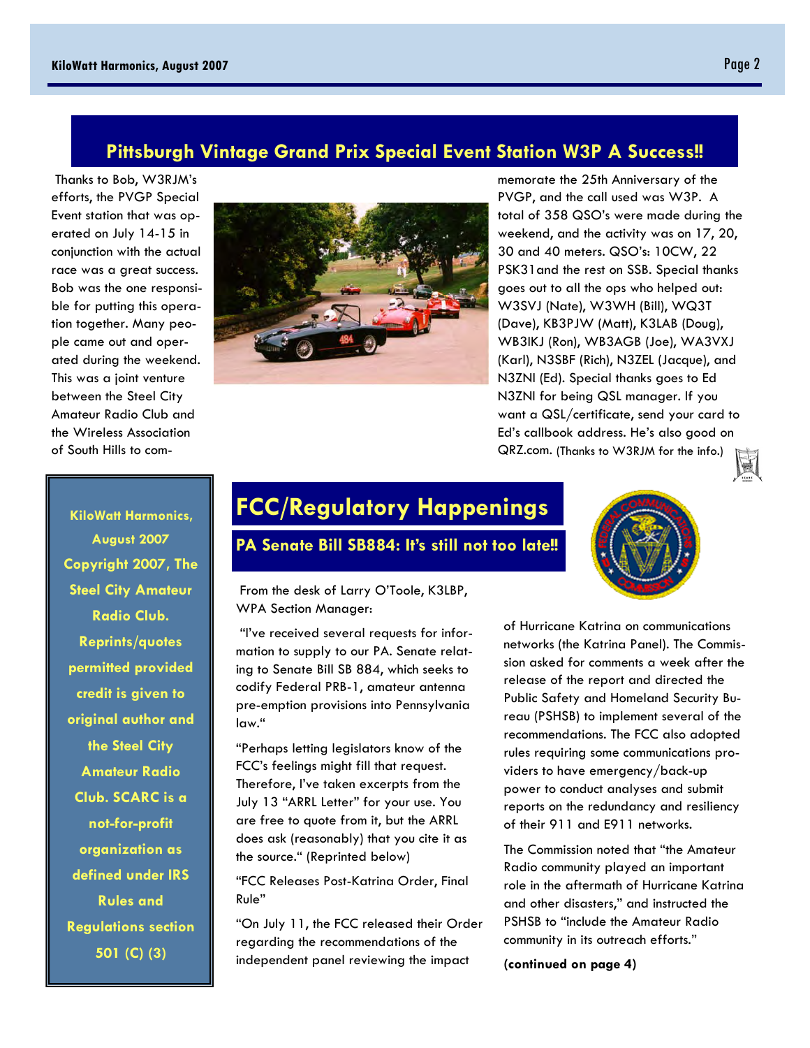## Pittsburgh Vintage Grand Prix Special Event Station W3P A Success!!

Thanks to Bob, W3RJM's efforts, the PVGP Special Event station that was operated on July 14-15 in conjunction with the actual race was a great success. Bob was the one responsible for putting this operation together. Many people came out and operated during the weekend. This was a joint venture between the Steel City Amateur Radio Club and the Wireless Association of South Hills to commemorate the 25th Anniversary of the PVGP, and the call used was W3P. A total of 358 QSO's were made during the weekend, and the activity was on 17, 20, 30 and 40 meters. QSO's: 10CW, 22 PSK31and the rest on SSB. Special thanks goes out to all the ops who helped out: W3SVJ (Nate), W3WH (Bill), WQ3T (Dave), KB3PJW (Matt), K3LAB (Doug), WB3IKJ (Ron), WB3AGB (Joe), WA3VXJ (Karl), N3SBF (Rich), N3ZEL (Jacque), and N3ZNI (Ed). Special thanks goes to Ed N3ZNI for being QSL manager. If you want a QSL/certificate, send your card to Ed's callbook address. He's also good on QRZ.com. (Thanks to W3RJM for the info.)

**KiloWatt Harmonics, August 2007 Copyright 2007, The Steel City Amateur Radio Club. Reprints/quotes permitted provided credit is given to original author and the Steel City Amateur Radio Club. SCARC is a not-for-profit organization as defined under IRS Rules and Regulations section 501 (C) (3)**

## FCC/Regulatory Happenings

### PA Senate Bill SB884: It's still not too late!!

From the desk of Larry O'Toole, K3LBP, WPA Section Manager:

"I've received several requests for information to supply to our PA. Senate relating to Senate Bill SB 884, which seeks to codify Federal PRB-1, amateur antenna pre-emption provisions into Pennsylvania law."

"Perhaps letting legislators know of the FCC's feelings might fill that request. Therefore, I've taken excerpts from the July 13 "ARRL Letter" for your use. You are free to quote from it, but the ARRL does ask (reasonably) that you cite it as the source." (Reprinted below)

"FCC Releases Post-Katrina Order, Final Rule"

"On July 11, the FCC released their Order regarding the recommendations of the independent panel reviewing the impact of Hurricane Katrina on communications networks (the Katrina Panel). The Commission asked for comments a week after the release of the report and directed the Public Safety and Homeland Security Bureau (PSHSB) to implement several of the recommendations. The FCC also adopted rules requiring some communications providers to have emergency/back-up power to conduct analyses and submit reports on the redundancy and resiliency of their 911 and E911 networks.

The Commission noted that "the Amateur Radio community played an important role in the aftermath of Hurricane Katrina and other disasters," and instructed the PSHSB to "include the Amateur Radio community in its outreach efforts."

**(continued on page 4)**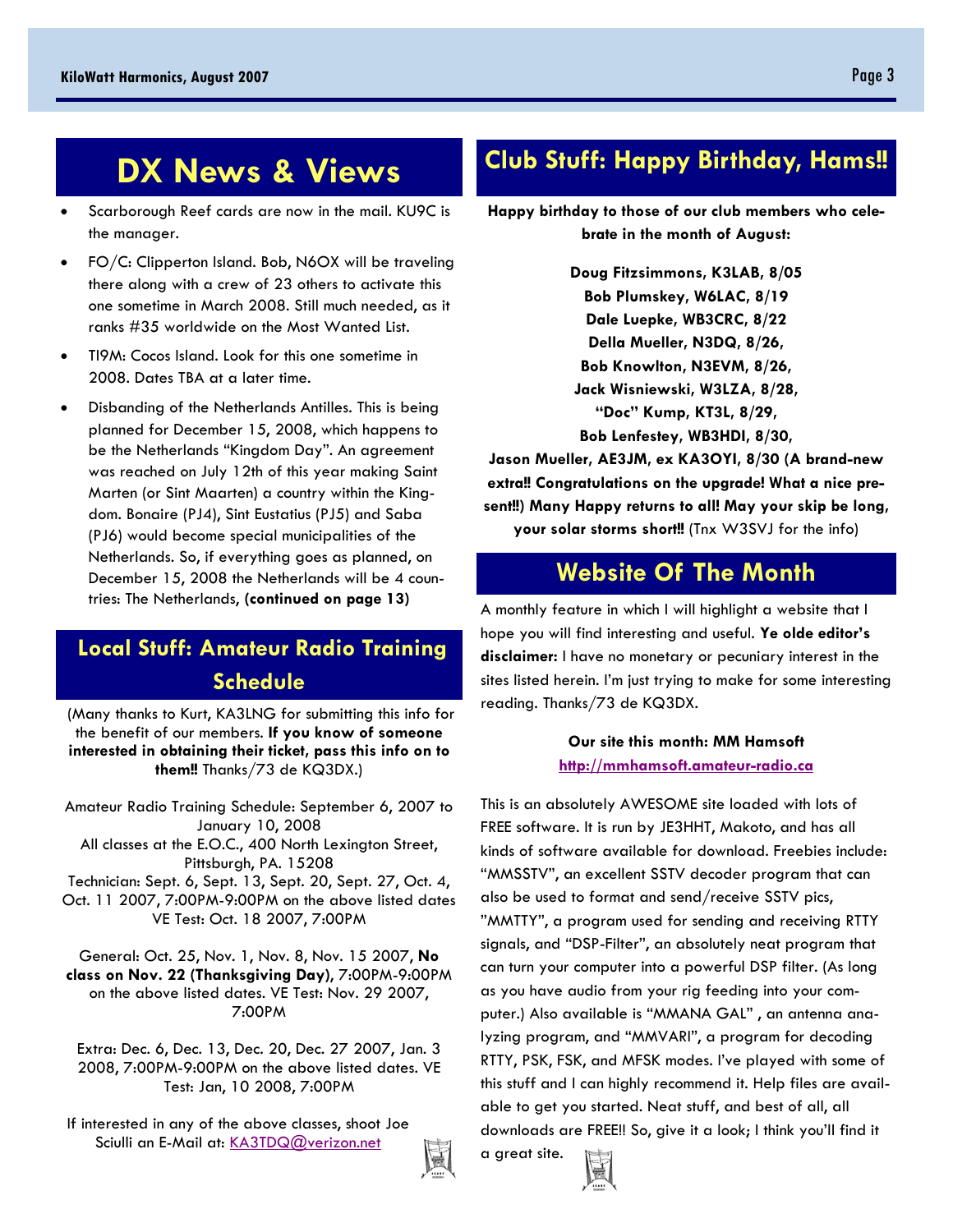# DX News & Views

- Scarborough Reef cards are now in the mail. KU9C is the manager.
- FO/C: Clipperton Island. Bob, N6OX will be traveling there along with a crew of 23 others to activate this one sometime in March 2008. Still much needed, as it ranks #35 worldwide on the Most Wanted List.
- TI9M: Cocos Island. Look for this one sometime in 2008. Dates TBA at a later time.
- Disbanding of the Netherlands Antilles. This is being planned for December 15, 2008, which happens to be the Netherlands "Kingdom Day". An agreement was reached on July 12th of this year making Saint Marten (or Sint Maarten) a country within the Kingdom. Bonaire (PJ4), Sint Eustatius (PJ5) and Saba (PJ6) would become special municipalities of the Netherlands. So, if everything goes as planned, on December 15, 2008 the Netherlands will be 4 countries: The Netherlands, **(continued on page 13)**

## Local Stuff: Amateur Radio Training Schedule

(Many thanks to Kurt, KA3LNG for submitting this info for the benefit of our members. **If you know of someone interested in obtaining their ticket, pass this info on to them!!** Thanks/73 de KQ3DX.)

Amateur Radio Training Schedule: September 6, 2007 to January 10, 2008
All classes at the E.O.C., 400 North Lexington Street, Pittsburgh, PA. 15208
Technician: Sept. 6, Sept. 13, Sept. 20, Sept. 27, Oct. 4, Oct. 11 2007, 7:00PM-9:00PM on the above listed dates
VE Test: Oct. 18 2007, 7:00PM

General: Oct. 25, Nov. 1, Nov. 8, Nov. 15 2007, **No class on Nov. 22 (Thanksgiving Day)**, 7:00PM-9:00PM on the above listed dates. VE Test: Nov. 29 2007, 7:00PM

Extra: Dec. 6, Dec. 13, Dec. 20, Dec. 27 2007, Jan. 3 2008, 7:00PM-9:00PM on the above listed dates. VE Test: Jan, 10 2008, 7:00PM

If interested in any of the above classes, shoot Joe Sciulli an E-Mail at: KA3TDQ@verizon.net

# Club Stuff: Happy Birthday, Hams!!

**Happy birthday to those of our club members who celebrate in the month of August:**

**Doug Fitzsimmons, K3LAB, 8/05**
**Bob Plumskey, W6LAC, 8/19**
**Dale Luepke, WB3CRC, 8/22**
**Della Mueller, N3DQ, 8/26,**
**Bob Knowlton, N3EVM, 8/26,**
**Jack Wisniewski, W3LZA, 8/28,**
**"Doc" Kump, KT3L, 8/29,**
**Bob Lenfestey, WB3HDI, 8/30,**
**Jason Mueller, AE3JM, ex KA3OYI, 8/30 (A brand-new extra!! Congratulations on the upgrade! What a nice present!!) Many Happy returns to all! May your skip be long, your solar storms short!!** (Tnx W3SVJ for the info)

## Website Of The Month

A monthly feature in which I will highlight a website that I hope you will find interesting and useful. **Ye olde editor's disclaimer:** I have no monetary or pecuniary interest in the sites listed herein. I'm just trying to make for some interesting reading. Thanks/73 de KQ3DX.

**Our site this month: MM Hamsoft**
**http://mmhamsoft.amateur-radio.ca**

This is an absolutely AWESOME site loaded with lots of FREE software. It is run by JE3HHT, Makoto, and has all kinds of software available for download. Freebies include: "MMSSTV", an excellent SSTV decoder program that can also be used to format and send/receive SSTV pics, "MMTTY", a program used for sending and receiving RTTY signals, and "DSP-Filter", an absolutely neat program that can turn your computer into a powerful DSP filter. (As long as you have audio from your rig feeding into your computer.) Also available is "MMANA GAL" , an antenna analyzing program, and "MMVARI", a program for decoding RTTY, PSK, FSK, and MFSK modes. I've played with some of this stuff and I can highly recommend it. Help files are available to get you started. Neat stuff, and best of all, all downloads are FREE!! So, give it a look; I think you'll find it a great site.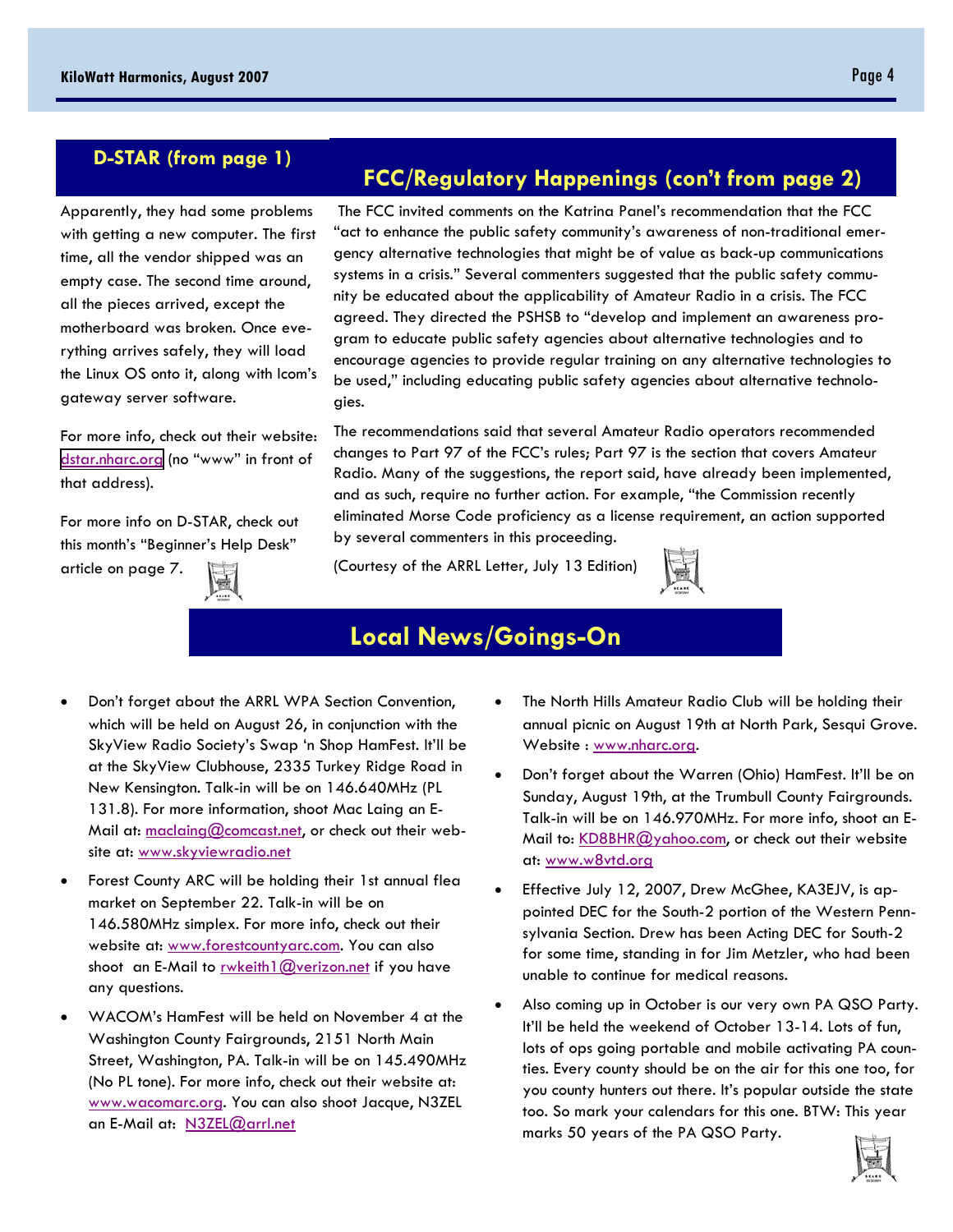## D-STAR (from page 1)

Apparently, they had some problems with getting a new computer. The first time, all the vendor shipped was an empty case. The second time around, all the pieces arrived, except the motherboard was broken. Once everything arrives safely, they will load the Linux OS onto it, along with Icom's gateway server software.

For more info, check out their website: dstar.nharc.org (no "www" in front of that address).

For more info on D-STAR, check out this month's "Beginner's Help Desk" article on page 7.

## FCC/Regulatory Happenings (con't from page 2)

The FCC invited comments on the Katrina Panel's recommendation that the FCC "act to enhance the public safety community's awareness of non-traditional emergency alternative technologies that might be of value as back-up communications systems in a crisis." Several commenters suggested that the public safety community be educated about the applicability of Amateur Radio in a crisis. The FCC agreed. They directed the PSHSB to "develop and implement an awareness program to educate public safety agencies about alternative technologies and to encourage agencies to provide regular training on any alternative technologies to be used," including educating public safety agencies about alternative technologies.

The recommendations said that several Amateur Radio operators recommended changes to Part 97 of the FCC's rules; Part 97 is the section that covers Amateur Radio. Many of the suggestions, the report said, have already been implemented, and as such, require no further action. For example, "the Commission recently eliminated Morse Code proficiency as a license requirement, an action supported by several commenters in this proceeding.

(Courtesy of the ARRL Letter, July 13 Edition)

## Local News/Goings-On

- Don't forget about the ARRL WPA Section Convention, which will be held on August 26, in conjunction with the SkyView Radio Society's Swap 'n Shop HamFest. It'll be at the SkyView Clubhouse, 2335 Turkey Ridge Road in New Kensington. Talk-in will be on 146.640MHz (PL 131.8). For more information, shoot Mac Laing an E-Mail at: maclaing@comcast.net, or check out their website at: www.skyviewradio.net
- Forest County ARC will be holding their 1st annual flea market on September 22. Talk-in will be on 146.580MHz simplex. For more info, check out their website at: www.forestcountyarc.com. You can also shoot an E-Mail to rwkeith1@verizon.net if you have any questions.
- WACOM's HamFest will be held on November 4 at the Washington County Fairgrounds, 2151 North Main Street, Washington, PA. Talk-in will be on 145.490MHz (No PL tone). For more info, check out their website at: www.wacomarc.org. You can also shoot Jacque, N3ZEL an E-Mail at: N3ZEL@arrl.net
- The North Hills Amateur Radio Club will be holding their annual picnic on August 19th at North Park, Sesqui Grove. Website : www.nharc.org.
- Don't forget about the Warren (Ohio) HamFest. It'll be on Sunday, August 19th, at the Trumbull County Fairgrounds. Talk-in will be on 146.970MHz. For more info, shoot an E-Mail to: KD8BHR@yahoo.com, or check out their website at: www.w8vtd.org
- Effective July 12, 2007, Drew McGhee, KA3EJV, is appointed DEC for the South-2 portion of the Western Pennsylvania Section. Drew has been Acting DEC for South-2 for some time, standing in for Jim Metzler, who had been unable to continue for medical reasons.
- Also coming up in October is our very own PA QSO Party. It'll be held the weekend of October 13-14. Lots of fun, lots of ops going portable and mobile activating PA counties. Every county should be on the air for this one too, for you county hunters out there. It's popular outside the state too. So mark your calendars for this one. BTW: This year marks 50 years of the PA QSO Party.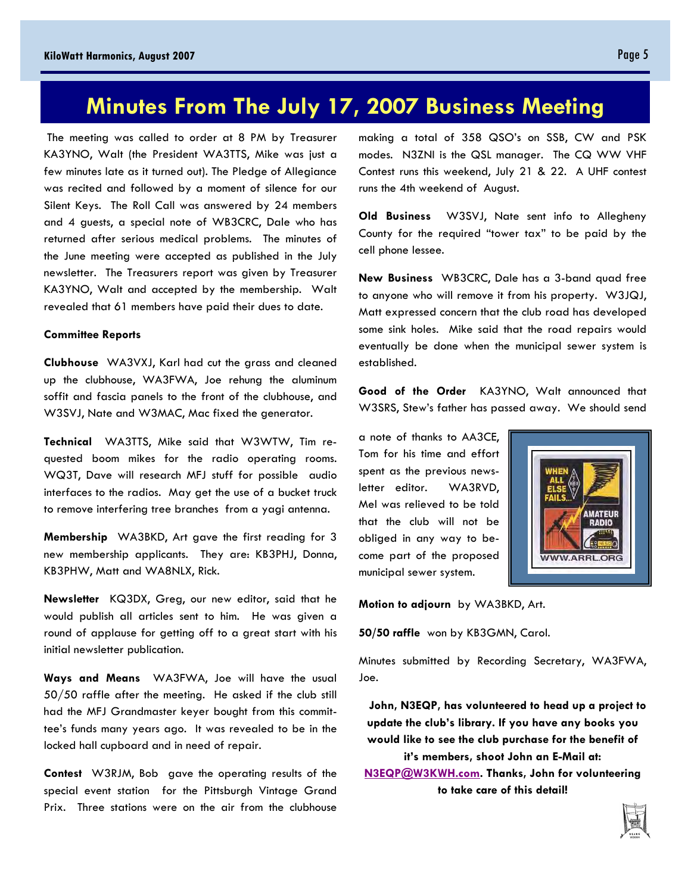# Minutes From The July 17, 2007 Business Meeting

The meeting was called to order at 8 PM by Treasurer KA3YNO, Walt (the President WA3TTS, Mike was just a few minutes late as it turned out). The Pledge of Allegiance was recited and followed by a moment of silence for our Silent Keys. The Roll Call was answered by 24 members and 4 guests, a special note of WB3CRC, Dale who has returned after serious medical problems. The minutes of the June meeting were accepted as published in the July newsletter. The Treasurers report was given by Treasurer KA3YNO, Walt and accepted by the membership. Walt revealed that 61 members have paid their dues to date.

**Committee Reports**

**Clubhouse** WA3VXJ, Karl had cut the grass and cleaned up the clubhouse, WA3FWA, Joe rehung the aluminum soffit and fascia panels to the front of the clubhouse, and W3SVJ, Nate and W3MAC, Mac fixed the generator.

**Technical** WA3TTS, Mike said that W3WTW, Tim requested boom mikes for the radio operating rooms. WQ3T, Dave will research MFJ stuff for possible audio interfaces to the radios. May get the use of a bucket truck to remove interfering tree branches from a yagi antenna.

**Membership** WA3BKD, Art gave the first reading for 3 new membership applicants. They are: KB3PHJ, Donna, KB3PHW, Matt and WA8NLX, Rick.

**Newsletter** KQ3DX, Greg, our new editor, said that he would publish all articles sent to him. He was given a round of applause for getting off to a great start with his initial newsletter publication.

**Ways and Means** WA3FWA, Joe will have the usual 50/50 raffle after the meeting. He asked if the club still had the MFJ Grandmaster keyer bought from this committee's funds many years ago. It was revealed to be in the locked hall cupboard and in need of repair.

**Contest** W3RJM, Bob gave the operating results of the special event station for the Pittsburgh Vintage Grand Prix. Three stations were on the air from the clubhouse making a total of 358 QSO's on SSB, CW and PSK modes. N3ZNI is the QSL manager. The CQ WW VHF Contest runs this weekend, July 21 & 22. A UHF contest runs the 4th weekend of August.

**Old Business** W3SVJ, Nate sent info to Allegheny County for the required "tower tax" to be paid by the cell phone lessee.

**New Business** WB3CRC, Dale has a 3-band quad free to anyone who will remove it from his property. W3JQJ, Matt expressed concern that the club road has developed some sink holes. Mike said that the road repairs would eventually be done when the municipal sewer system is established.

**Good of the Order** KA3YNO, Walt announced that W3SRS, Stew's father has passed away. We should send a note of thanks to AA3CE, Tom for his time and effort spent as the previous newsletter editor. WA3RVD, Mel was relieved to be told that the club will not be obliged in any way to become part of the proposed municipal sewer system.

**Motion to adjourn** by WA3BKD, Art.

**50/50 raffle** won by KB3GMN, Carol.

Minutes submitted by Recording Secretary, WA3FWA, Joe.

**John, N3EQP, has volunteered to head up a project to update the club's library. If you have any books you would like to see the club purchase for the benefit of it's members, shoot John an E-Mail at: N3EQP@W3KWH.com. Thanks, John for volunteering to take care of this detail!**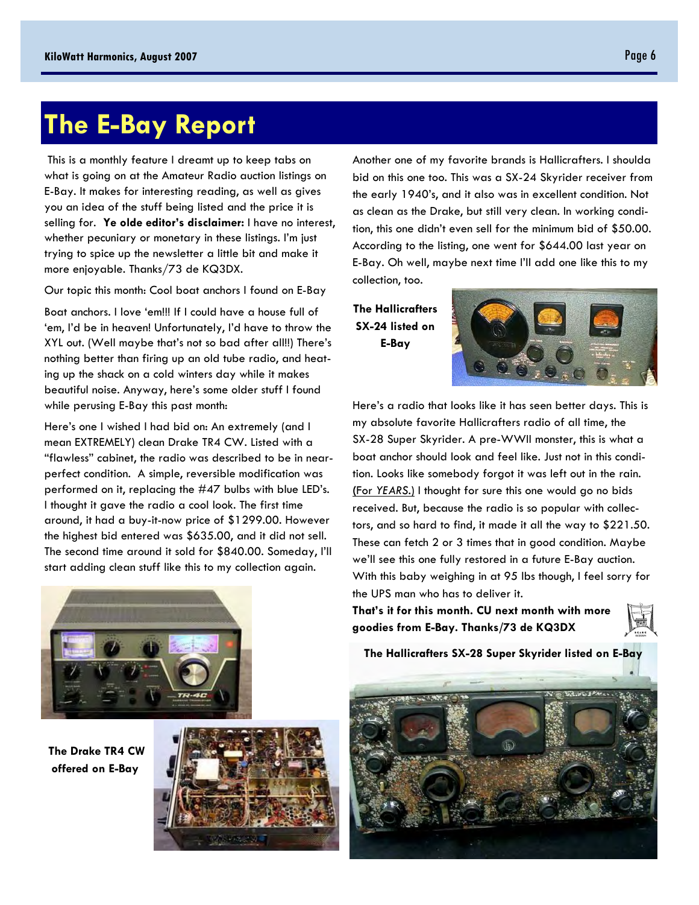# The E-Bay Report

This is a monthly feature I dreamt up to keep tabs on what is going on at the Amateur Radio auction listings on E-Bay. It makes for interesting reading, as well as gives you an idea of the stuff being listed and the price it is selling for. **Ye olde editor's disclaimer:** I have no interest, whether pecuniary or monetary in these listings. I'm just trying to spice up the newsletter a little bit and make it more enjoyable. Thanks/73 de KQ3DX.

Our topic this month: Cool boat anchors I found on E-Bay

Boat anchors. I love 'em!!! If I could have a house full of 'em, I'd be in heaven! Unfortunately, I'd have to throw the XYL out. (Well maybe that's not so bad after all!!) There's nothing better than firing up an old tube radio, and heating up the shack on a cold winters day while it makes beautiful noise. Anyway, here's some older stuff I found while perusing E-Bay this past month:

Here's one I wished I had bid on: An extremely (and I mean EXTREMELY) clean Drake TR4 CW. Listed with a "flawless" cabinet, the radio was described to be in near-perfect condition. A simple, reversible modification was performed on it, replacing the #47 bulbs with blue LED's. I thought it gave the radio a cool look. The first time around, it had a buy-it-now price of $1299.00. However the highest bid entered was $635.00, and it did not sell. The second time around it sold for $840.00. Someday, I'll start adding clean stuff like this to my collection again.

**The Drake TR4 CW offered on E-Bay**

Another one of my favorite brands is Hallicrafters. I shoulda bid on this one too. This was a SX-24 Skyrider receiver from the early 1940's, and it also was in excellent condition. Not as clean as the Drake, but still very clean. In working condition, this one didn't even sell for the minimum bid of $50.00. According to the listing, one went for $644.00 last year on E-Bay. Oh well, maybe next time I'll add one like this to my collection, too.

**The Hallicrafters SX-24 listed on E-Bay**

Here's a radio that looks like it has seen better days. This is my absolute favorite Hallicrafters radio of all time, the SX-28 Super Skyrider. A pre-WWII monster, this is what a boat anchor should look and feel like. Just not in this condition. Looks like somebody forgot it was left out in the rain. (For *YEARS*.) I thought for sure this one would go no bids received. But, because the radio is so popular with collectors, and so hard to find, it made it all the way to $221.50. These can fetch 2 or 3 times that in good condition. Maybe we'll see this one fully restored in a future E-Bay auction. With this baby weighing in at 95 lbs though, I feel sorry for the UPS man who has to deliver it.

**That's it for this month. CU next month with more goodies from E-Bay. Thanks/73 de KQ3DX**

**The Hallicrafters SX-28 Super Skyrider listed on E-Bay**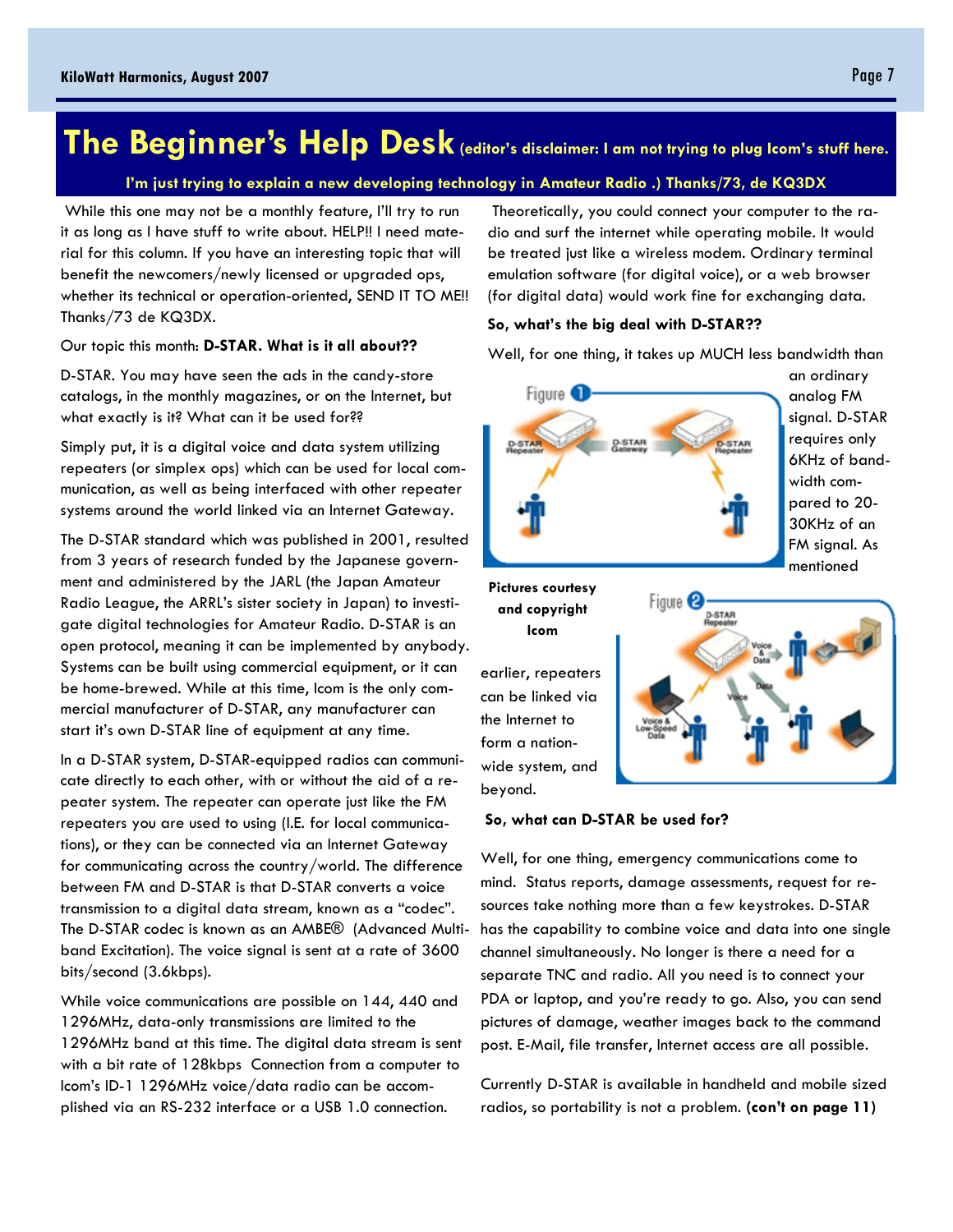# The Beginner's Help Desk (editor's disclaimer: I am not trying to plug Icom's stuff here. I'm just trying to explain a new developing technology in Amateur Radio .) Thanks/73, de KQ3DX

While this one may not be a monthly feature, I'll try to run it as long as I have stuff to write about. HELP!! I need material for this column. If you have an interesting topic that will benefit the newcomers/newly licensed or upgraded ops, whether its technical or operation-oriented, SEND IT TO ME!! Thanks/73 de KQ3DX.

Our topic this month: **D-STAR. What is it all about??**

D-STAR. You may have seen the ads in the candy-store catalogs, in the monthly magazines, or on the Internet, but what exactly is it? What can it be used for??

Simply put, it is a digital voice and data system utilizing repeaters (or simplex ops) which can be used for local communication, as well as being interfaced with other repeater systems around the world linked via an Internet Gateway.

The D-STAR standard which was published in 2001, resulted from 3 years of research funded by the Japanese government and administered by the JARL (the Japan Amateur Radio League, the ARRL's sister society in Japan) to investigate digital technologies for Amateur Radio. D-STAR is an open protocol, meaning it can be implemented by anybody. Systems can be built using commercial equipment, or it can be home-brewed. While at this time, Icom is the only commercial manufacturer of D-STAR, any manufacturer can start it's own D-STAR line of equipment at any time.

In a D-STAR system, D-STAR-equipped radios can communicate directly to each other, with or without the aid of a repeater system. The repeater can operate just like the FM repeaters you are used to using (I.E. for local communications), or they can be connected via an Internet Gateway for communicating across the country/world. The difference between FM and D-STAR is that D-STAR converts a voice transmission to a digital data stream, known as a "codec". The D-STAR codec is known as an AMBE® (Advanced Multi-band Excitation). The voice signal is sent at a rate of 3600 bits/second (3.6kbps).

While voice communications are possible on 144, 440 and 1296MHz, data-only transmissions are limited to the 1296MHz band at this time. The digital data stream is sent with a bit rate of 128kbps Connection from a computer to Icom's ID-1 1296MHz voice/data radio can be accomplished via an RS-232 interface or a USB 1.0 connection.

Theoretically, you could connect your computer to the radio and surf the internet while operating mobile. It would be treated just like a wireless modem. Ordinary terminal emulation software (for digital voice), or a web browser (for digital data) would work fine for exchanging data.

**So, what's the big deal with D-STAR??**

Well, for one thing, it takes up MUCH less bandwidth than an ordinary analog FM signal. D-STAR requires only 6KHz of bandwidth compared to 20-30KHz of an FM signal. As mentioned earlier, repeaters can be linked via the Internet to form a nation-wide system, and beyond.

**Pictures courtesy and copyright Icom**

**So, what can D-STAR be used for?**

Well, for one thing, emergency communications come to mind. Status reports, damage assessments, request for resources take nothing more than a few keystrokes. D-STAR has the capability to combine voice and data into one single channel simultaneously. No longer is there a need for a separate TNC and radio. All you need is to connect your PDA or laptop, and you're ready to go. Also, you can send pictures of damage, weather images back to the command post. E-Mail, file transfer, Internet access are all possible.

Currently D-STAR is available in handheld and mobile sized radios, so portability is not a problem. **(con't on page 11)**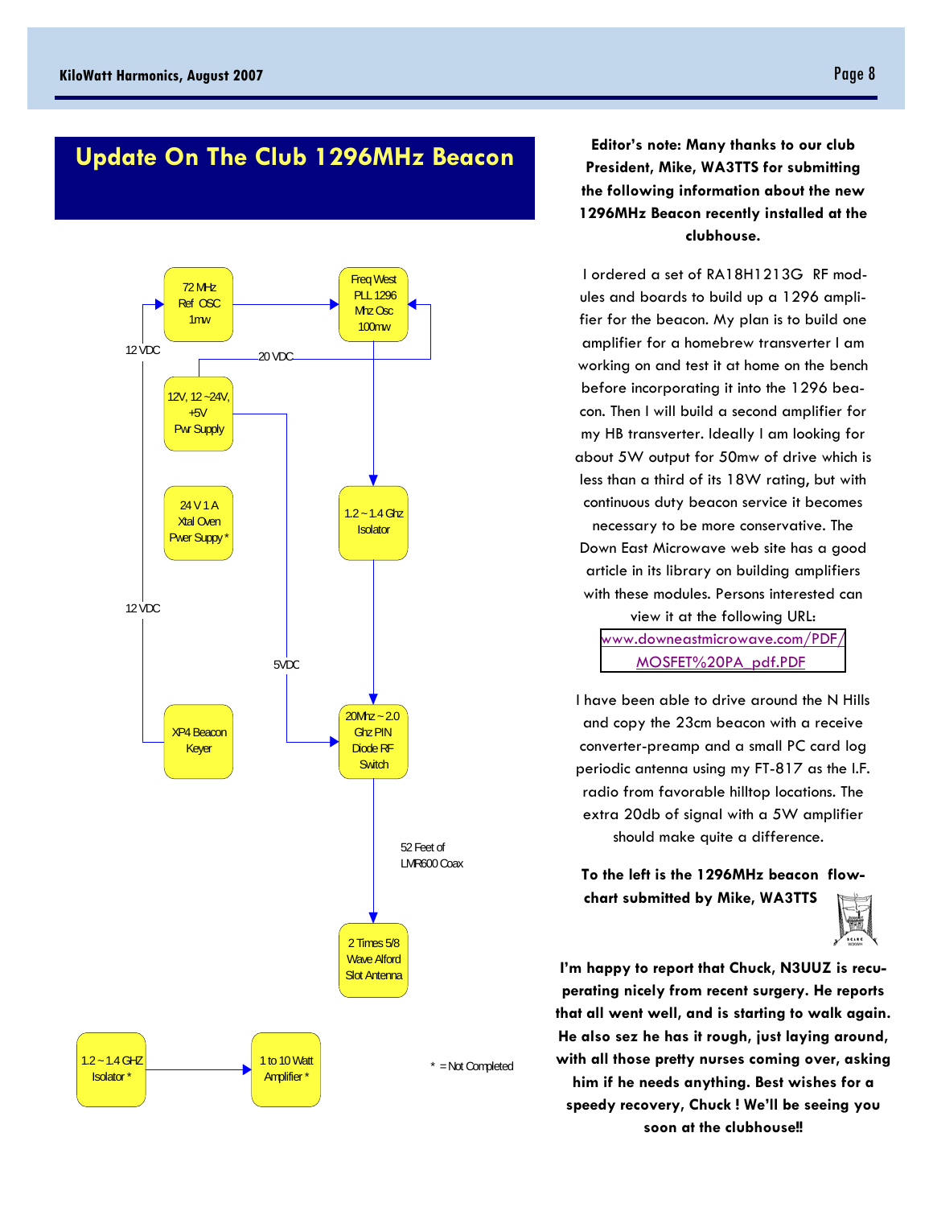# Update On The Club 1296MHz Beacon

72 MHz Ref OSC 1mw

Freq West PLL 1296 Mhz Osc 100mw

12 VDC

20 VDC

12V, 12 ~24V, +5V Pwr Supply

24 V 1 A Xtal Oven Pwer Suppy *

1.2 ~ 1.4 Ghz Isolator

12 VDC

5VDC

XP4 Beacon Keyer

20Mhz ~ 2.0 Ghz PIN Diode RF Switch

52 Feet of LMR600 Coax

2 Times 5/8 Wave Alford Slot Antenna

1.2 ~ 1.4 GHZ Isolator *

1 to 10 Watt Amplifier *

* = Not Completed

**Editor's note: Many thanks to our club President, Mike, WA3TTS for submitting the following information about the new 1296MHz Beacon recently installed at the clubhouse.**

I ordered a set of RA18H1213G RF modules and boards to build up a 1296 amplifier for the beacon. My plan is to build one amplifier for a homebrew transverter I am working on and test it at home on the bench before incorporating it into the 1296 beacon. Then I will build a second amplifier for my HB transverter. Ideally I am looking for about 5W output for 50mw of drive which is less than a third of its 18W rating, but with continuous duty beacon service it becomes necessary to be more conservative. The Down East Microwave web site has a good article in its library on building amplifiers with these modules. Persons interested can view it at the following URL:

www.downeastmicrowave.com/PDF/MOSFET%20PA_pdf.PDF

I have been able to drive around the N Hills and copy the 23cm beacon with a receive converter-preamp and a small PC card log periodic antenna using my FT-817 as the I.F. radio from favorable hilltop locations. The extra 20db of signal with a 5W amplifier should make quite a difference.

**To the left is the 1296MHz beacon flowchart submitted by Mike, WA3TTS**

**I'm happy to report that Chuck, N3UUZ is recuperating nicely from recent surgery. He reports that all went well, and is starting to walk again. He also sez he has it rough, just laying around, with all those pretty nurses coming over, asking him if he needs anything. Best wishes for a speedy recovery, Chuck ! We'll be seeing you soon at the clubhouse!!**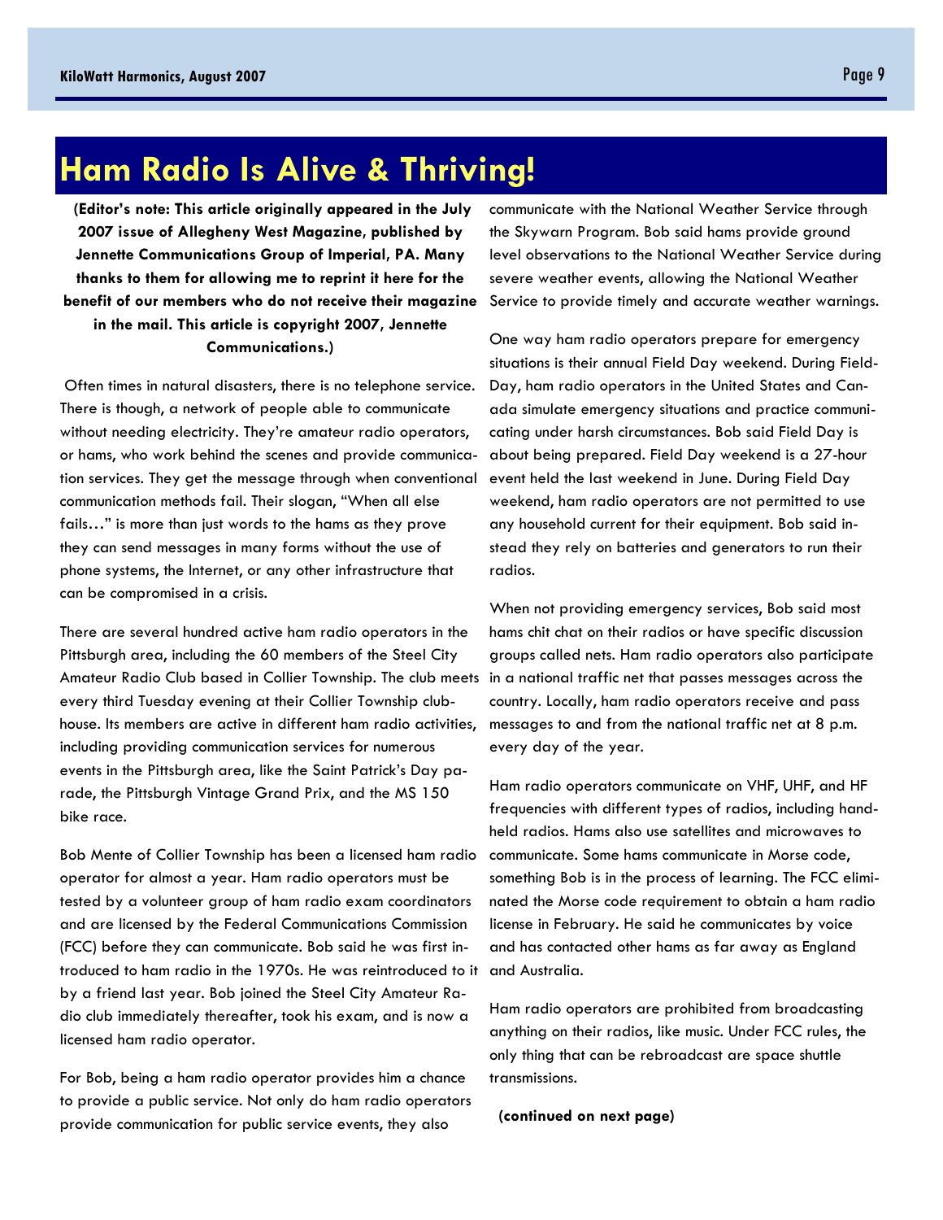# Ham Radio Is Alive & Thriving!

**(Editor's note: This article originally appeared in the July 2007 issue of Allegheny West Magazine, published by Jennette Communications Group of Imperial, PA. Many thanks to them for allowing me to reprint it here for the benefit of our members who do not receive their magazine in the mail. This article is copyright 2007, Jennette Communications.)**

Often times in natural disasters, there is no telephone service. There is though, a network of people able to communicate without needing electricity. They're amateur radio operators, or hams, who work behind the scenes and provide communication services. They get the message through when conventional communication methods fail. Their slogan, "When all else fails…" is more than just words to the hams as they prove they can send messages in many forms without the use of phone systems, the Internet, or any other infrastructure that can be compromised in a crisis.

There are several hundred active ham radio operators in the Pittsburgh area, including the 60 members of the Steel City Amateur Radio Club based in Collier Township. The club meets every third Tuesday evening at their Collier Township clubhouse. Its members are active in different ham radio activities, including providing communication services for numerous events in the Pittsburgh area, like the Saint Patrick's Day parade, the Pittsburgh Vintage Grand Prix, and the MS 150 bike race.

Bob Mente of Collier Township has been a licensed ham radio operator for almost a year. Ham radio operators must be tested by a volunteer group of ham radio exam coordinators and are licensed by the Federal Communications Commission (FCC) before they can communicate. Bob said he was first introduced to ham radio in the 1970s. He was reintroduced to it by a friend last year. Bob joined the Steel City Amateur Radio club immediately thereafter, took his exam, and is now a licensed ham radio operator.

For Bob, being a ham radio operator provides him a chance to provide a public service. Not only do ham radio operators provide communication for public service events, they also communicate with the National Weather Service through the Skywarn Program. Bob said hams provide ground level observations to the National Weather Service during severe weather events, allowing the National Weather Service to provide timely and accurate weather warnings.

One way ham radio operators prepare for emergency situations is their annual Field Day weekend. During Field-Day, ham radio operators in the United States and Canada simulate emergency situations and practice communicating under harsh circumstances. Bob said Field Day is about being prepared. Field Day weekend is a 27-hour event held the last weekend in June. During Field Day weekend, ham radio operators are not permitted to use any household current for their equipment. Bob said instead they rely on batteries and generators to run their radios.

When not providing emergency services, Bob said most hams chit chat on their radios or have specific discussion groups called nets. Ham radio operators also participate in a national traffic net that passes messages across the country. Locally, ham radio operators receive and pass messages to and from the national traffic net at 8 p.m. every day of the year.

Ham radio operators communicate on VHF, UHF, and HF frequencies with different types of radios, including handheld radios. Hams also use satellites and microwaves to communicate. Some hams communicate in Morse code, something Bob is in the process of learning. The FCC eliminated the Morse code requirement to obtain a ham radio license in February. He said he communicates by voice and has contacted other hams as far away as England and Australia.

Ham radio operators are prohibited from broadcasting anything on their radios, like music. Under FCC rules, the only thing that can be rebroadcast are space shuttle transmissions.

**(continued on next page)**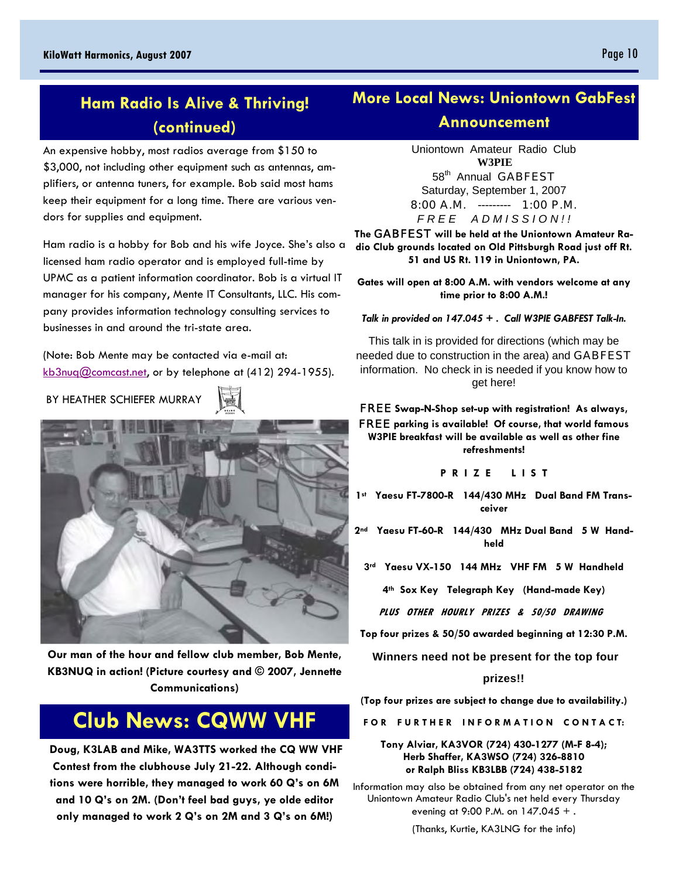## Ham Radio Is Alive & Thriving! (continued)

An expensive hobby, most radios average from $150 to $3,000, not including other equipment such as antennas, amplifiers, or antenna tuners, for example. Bob said most hams keep their equipment for a long time. There are various vendors for supplies and equipment.

Ham radio is a hobby for Bob and his wife Joyce. She's also a licensed ham radio operator and is employed full-time by UPMC as a patient information coordinator. Bob is a virtual IT manager for his company, Mente IT Consultants, LLC. His company provides information technology consulting services to businesses in and around the tri-state area.

(Note: Bob Mente may be contacted via e-mail at: kb3nuq@comcast.net, or by telephone at (412) 294-1955).

BY HEATHER SCHIEFER MURRAY

**Our man of the hour and fellow club member, Bob Mente, KB3NUQ in action! (Picture courtesy and © 2007, Jennette Communications)**

## Club News: CQWW VHF

**Doug, K3LAB and Mike, WA3TTS worked the CQ WW VHF Contest from the clubhouse July 21-22. Although conditions were horrible, they managed to work 60 Q's on 6M and 10 Q's on 2M. (Don't feel bad guys, ye olde editor only managed to work 2 Q's on 2M and 3 Q's on 6M!)**

## More Local News: Uniontown GabFest Announcement

Uniontown Amateur Radio Club
**W3PIE**
58th Annual GABFEST
Saturday, September 1, 2007
8:00 A.M. --------- 1:00 P.M.
*F R E E   A D M I S S I O N ! !*

**The GABFEST will be held at the Uniontown Amateur Radio Club grounds located on Old Pittsburgh Road just off Rt. 51 and US Rt. 119 in Uniontown, PA.**

**Gates will open at 8:00 A.M. with vendors welcome at any time prior to 8:00 A.M.!**

***Talk in provided on 147.045 + . Call W3PIE GABFEST Talk-In.***

This talk in is provided for directions (which may be needed due to construction in the area) and GABFEST information. No check in is needed if you know how to get here!

**FREE Swap-N-Shop set-up with registration! As always, FREE parking is available! Of course, that world famous W3PIE breakfast will be available as well as other fine refreshments!**

**P R I Z E   L I S T**

**1st Yaesu FT-7800-R 144/430 MHz Dual Band FM Transceiver**

**2nd Yaesu FT-60-R 144/430 MHz Dual Band 5 W Handheld**

**3rd Yaesu VX-150 144 MHz VHF FM 5 W Handheld**

**4th Sox Key Telegraph Key (Hand-made Key)**

***PLUS OTHER HOURLY PRIZES & 50/50 DRAWING***

**Top four prizes & 50/50 awarded beginning at 12:30 P.M.**

**Winners need not be present for the top four prizes!!**

**(Top four prizes are subject to change due to availability.)**

**F O R   F U R T H E R   I N F O R M A T I O N   C O N T A C T:**

**Tony Alviar, KA3VOR (724) 430-1277 (M-F 8-4);**
**Herb Shaffer, KA3WSO (724) 326-8810**
**or Ralph Bliss KB3LBB (724) 438-5182**

Information may also be obtained from any net operator on the Uniontown Amateur Radio Club's net held every Thursday evening at 9:00 P.M. on 147.045 + .

(Thanks, Kurtie, KA3LNG for the info)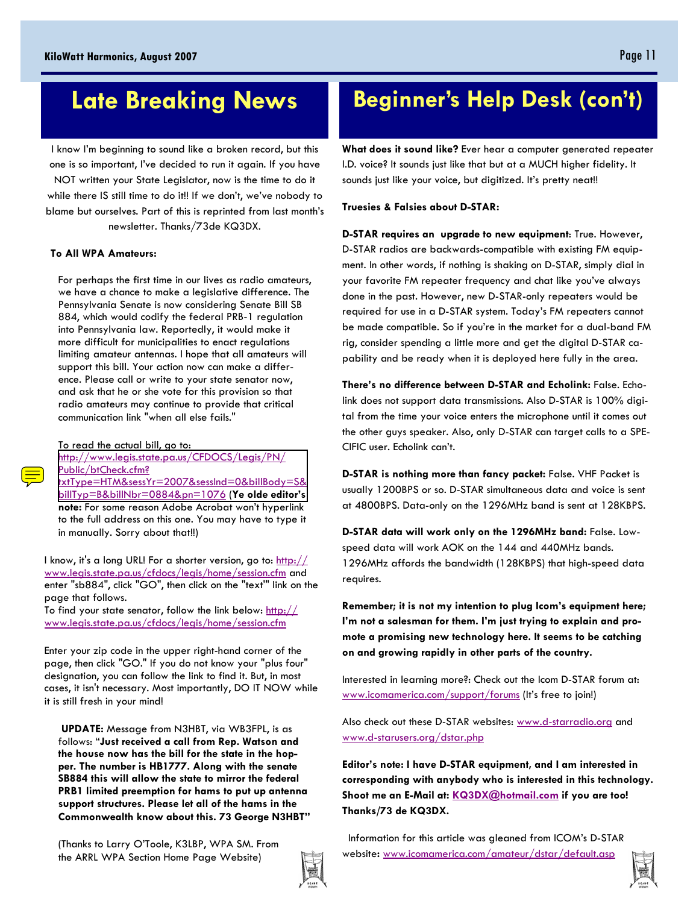# Late Breaking News

I know I'm beginning to sound like a broken record, but this one is so important, I've decided to run it again. If you have NOT written your State Legislator, now is the time to do it while there IS still time to do it!! If we don't, we've nobody to blame but ourselves. Part of this is reprinted from last month's newsletter. Thanks/73de KQ3DX.

**To All WPA Amateurs:**

For perhaps the first time in our lives as radio amateurs, we have a chance to make a legislative difference. The Pennsylvania Senate is now considering Senate Bill SB 884, which would codify the federal PRB-1 regulation into Pennsylvania law. Reportedly, it would make it more difficult for municipalities to enact regulations limiting amateur antennas. I hope that all amateurs will support this bill. Your action now can make a difference. Please call or write to your state senator now, and ask that he or she vote for this provision so that radio amateurs may continue to provide that critical communication link "when all else fails."

To read the actual bill, go to: http://www.legis.state.pa.us/CFDOCS/Legis/PN/Public/btCheck.cfm?txtType=HTM&sessYr=2007&sessInd=0&billBody=S&billTyp=B&billNbr=0884&pn=1076 (**Ye olde editor's note:** For some reason Adobe Acrobat won't hyperlink to the full address on this one. You may have to type it in manually. Sorry about that!!)

I know, it's a long URL! For a shorter version, go to: http://www.legis.state.pa.us/cfdocs/legis/home/session.cfm and enter "sb884", click "GO", then click on the "text"' link on the page that follows.
To find your state senator, follow the link below: http://www.legis.state.pa.us/cfdocs/legis/home/session.cfm

Enter your zip code in the upper right-hand corner of the page, then click "GO." If you do not know your "plus four" designation, you can follow the link to find it. But, in most cases, it isn't necessary. Most importantly, DO IT NOW while it is still fresh in your mind!

**UPDATE:** Message from N3HBT, via WB3FPL, is as follows: "**Just received a call from Rep. Watson and the house now has the bill for the state in the hopper. The number is HB1777. Along with the senate SB884 this will allow the state to mirror the federal PRB1 limited preemption for hams to put up antenna support structures. Please let all of the hams in the Commonwealth know about this. 73 George N3HBT**"

(Thanks to Larry O'Toole, K3LBP, WPA SM. From the ARRL WPA Section Home Page Website)

# Beginner's Help Desk (con't)

**What does it sound like?** Ever hear a computer generated repeater I.D. voice? It sounds just like that but at a MUCH higher fidelity. It sounds just like your voice, but digitized. It's pretty neat!!

**Truesies & Falsies about D-STAR:**

**D-STAR requires an upgrade to new equipment**: True. However, D-STAR radios are backwards-compatible with existing FM equipment. In other words, if nothing is shaking on D-STAR, simply dial in your favorite FM repeater frequency and chat like you've always done in the past. However, new D-STAR-only repeaters would be required for use in a D-STAR system. Today's FM repeaters cannot be made compatible. So if you're in the market for a dual-band FM rig, consider spending a little more and get the digital D-STAR capability and be ready when it is deployed here fully in the area.

**There's no difference between D-STAR and Echolink:** False. Echolink does not support data transmissions. Also D-STAR is 100% digital from the time your voice enters the microphone until it comes out the other guys speaker. Also, only D-STAR can target calls to a SPECIFIC user. Echolink can't.

**D-STAR is nothing more than fancy packet:** False. VHF Packet is usually 1200BPS or so. D-STAR simultaneous data and voice is sent at 4800BPS. Data-only on the 1296MHz band is sent at 128KBPS.

**D-STAR data will work only on the 1296MHz band:** False. Low-speed data will work AOK on the 144 and 440MHz bands. 1296MHz affords the bandwidth (128KBPS) that high-speed data requires.

**Remember; it is not my intention to plug Icom's equipment here; I'm not a salesman for them. I'm just trying to explain and promote a promising new technology here. It seems to be catching on and growing rapidly in other parts of the country.**

Interested in learning more?: Check out the Icom D-STAR forum at: www.icomamerica.com/support/forums (It's free to join!)

Also check out these D-STAR websites: www.d-starradio.org and www.d-starusers.org/dstar.php

**Editor's note: I have D-STAR equipment, and I am interested in corresponding with anybody who is interested in this technology. Shoot me an E-Mail at: KQ3DX@hotmail.com if you are too! Thanks/73 de KQ3DX.**

Information for this article was gleaned from ICOM's D-STAR website: www.icomamerica.com/amateur/dstar/default.asp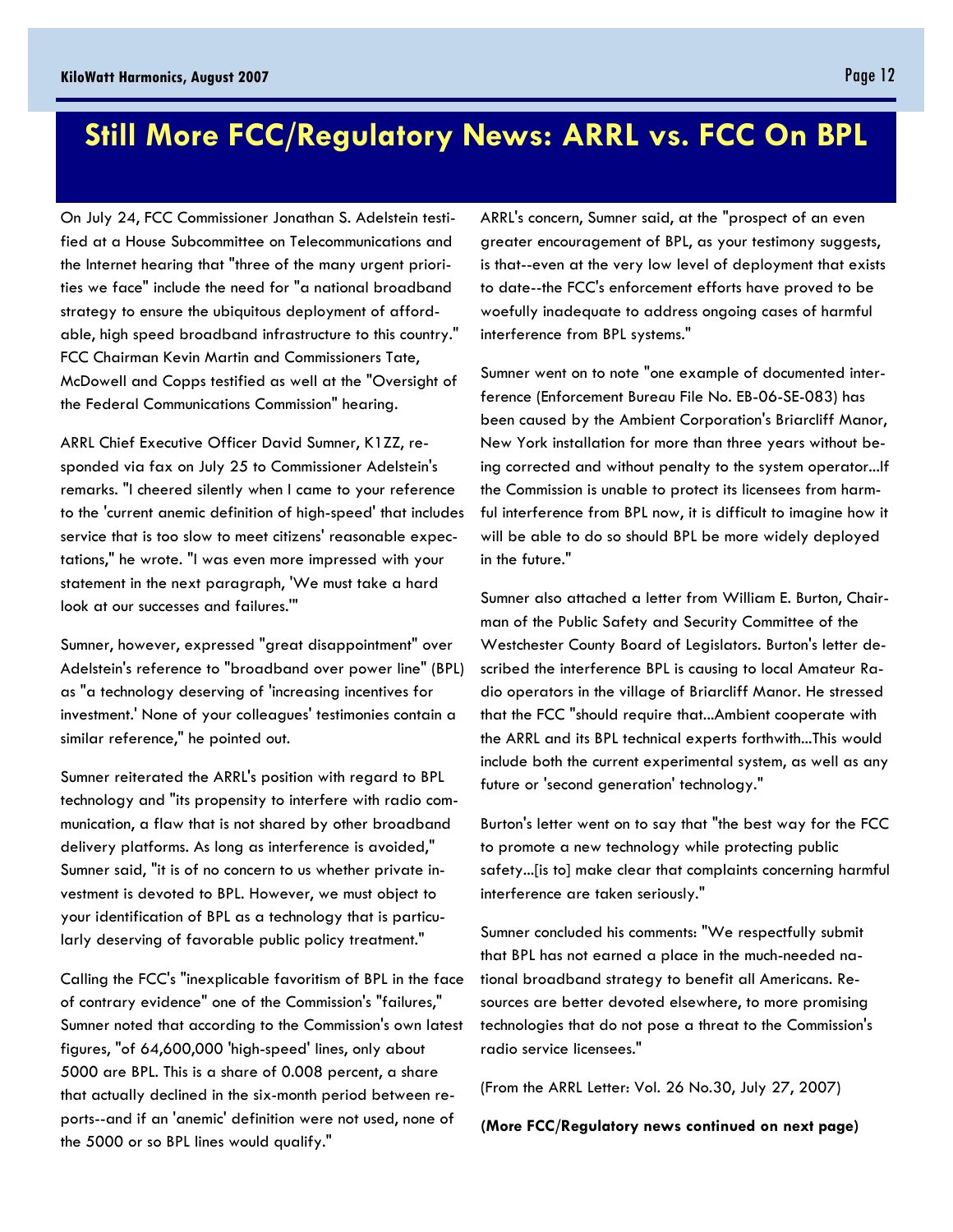# Still More FCC/Regulatory News: ARRL vs. FCC On BPL

On July 24, FCC Commissioner Jonathan S. Adelstein testified at a House Subcommittee on Telecommunications and the Internet hearing that "three of the many urgent priorities we face" include the need for "a national broadband strategy to ensure the ubiquitous deployment of affordable, high speed broadband infrastructure to this country." FCC Chairman Kevin Martin and Commissioners Tate, McDowell and Copps testified as well at the "Oversight of the Federal Communications Commission" hearing.

ARRL Chief Executive Officer David Sumner, K1ZZ, responded via fax on July 25 to Commissioner Adelstein's remarks. "I cheered silently when I came to your reference to the 'current anemic definition of high-speed' that includes service that is too slow to meet citizens' reasonable expectations," he wrote. "I was even more impressed with your statement in the next paragraph, 'We must take a hard look at our successes and failures.'"

Sumner, however, expressed "great disappointment" over Adelstein's reference to "broadband over power line" (BPL) as "a technology deserving of 'increasing incentives for investment.' None of your colleagues' testimonies contain a similar reference," he pointed out.

Sumner reiterated the ARRL's position with regard to BPL technology and "its propensity to interfere with radio communication, a flaw that is not shared by other broadband delivery platforms. As long as interference is avoided," Sumner said, "it is of no concern to us whether private investment is devoted to BPL. However, we must object to your identification of BPL as a technology that is particularly deserving of favorable public policy treatment."

Calling the FCC's "inexplicable favoritism of BPL in the face of contrary evidence" one of the Commission's "failures," Sumner noted that according to the Commission's own latest figures, "of 64,600,000 'high-speed' lines, only about 5000 are BPL. This is a share of 0.008 percent, a share that actually declined in the six-month period between reports--and if an 'anemic' definition were not used, none of the 5000 or so BPL lines would qualify."

ARRL's concern, Sumner said, at the "prospect of an even greater encouragement of BPL, as your testimony suggests, is that--even at the very low level of deployment that exists to date--the FCC's enforcement efforts have proved to be woefully inadequate to address ongoing cases of harmful interference from BPL systems."

Sumner went on to note "one example of documented interference (Enforcement Bureau File No. EB-06-SE-083) has been caused by the Ambient Corporation's Briarcliff Manor, New York installation for more than three years without being corrected and without penalty to the system operator...If the Commission is unable to protect its licensees from harmful interference from BPL now, it is difficult to imagine how it will be able to do so should BPL be more widely deployed in the future."

Sumner also attached a letter from William E. Burton, Chairman of the Public Safety and Security Committee of the Westchester County Board of Legislators. Burton's letter described the interference BPL is causing to local Amateur Radio operators in the village of Briarcliff Manor. He stressed that the FCC "should require that...Ambient cooperate with the ARRL and its BPL technical experts forthwith...This would include both the current experimental system, as well as any future or 'second generation' technology."

Burton's letter went on to say that "the best way for the FCC to promote a new technology while protecting public safety...[is to] make clear that complaints concerning harmful interference are taken seriously."

Sumner concluded his comments: "We respectfully submit that BPL has not earned a place in the much-needed national broadband strategy to benefit all Americans. Resources are better devoted elsewhere, to more promising technologies that do not pose a threat to the Commission's radio service licensees."

(From the ARRL Letter: Vol. 26 No.30, July 27, 2007)

**(More FCC/Regulatory news continued on next page)**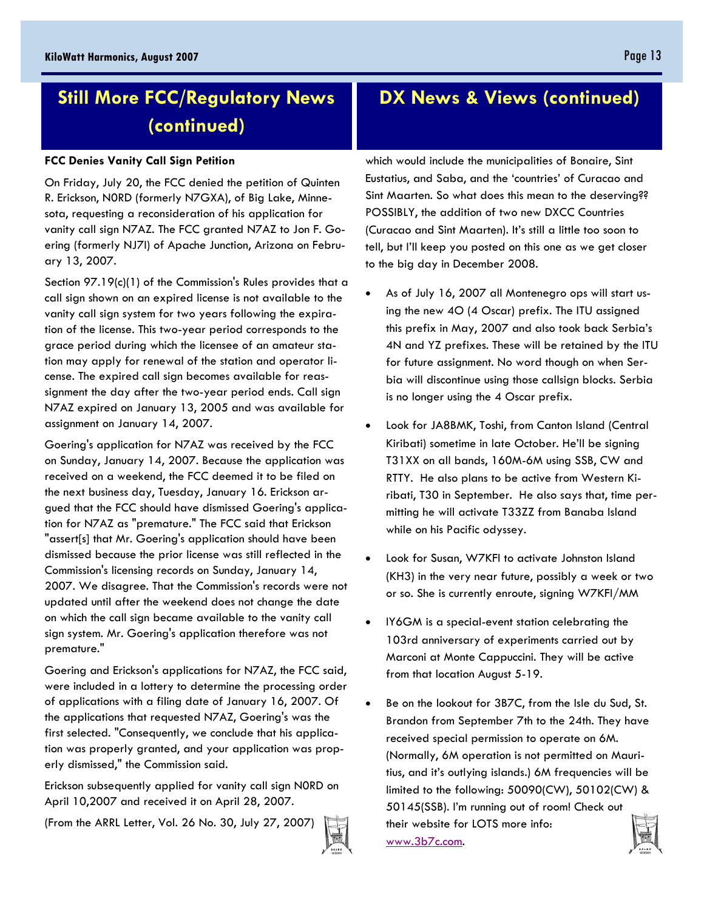## Still More FCC/Regulatory News (continued)

**FCC Denies Vanity Call Sign Petition**

On Friday, July 20, the FCC denied the petition of Quinten R. Erickson, N0RD (formerly N7GXA), of Big Lake, Minnesota, requesting a reconsideration of his application for vanity call sign N7AZ. The FCC granted N7AZ to Jon F. Goering (formerly NJ7I) of Apache Junction, Arizona on February 13, 2007.

Section 97.19(c)(1) of the Commission's Rules provides that a call sign shown on an expired license is not available to the vanity call sign system for two years following the expiration of the license. This two-year period corresponds to the grace period during which the licensee of an amateur station may apply for renewal of the station and operator license. The expired call sign becomes available for reassignment the day after the two-year period ends. Call sign N7AZ expired on January 13, 2005 and was available for assignment on January 14, 2007.

Goering's application for N7AZ was received by the FCC on Sunday, January 14, 2007. Because the application was received on a weekend, the FCC deemed it to be filed on the next business day, Tuesday, January 16. Erickson argued that the FCC should have dismissed Goering's application for N7AZ as "premature." The FCC said that Erickson "assert[s] that Mr. Goering's application should have been dismissed because the prior license was still reflected in the Commission's licensing records on Sunday, January 14, 2007. We disagree. That the Commission's records were not updated until after the weekend does not change the date on which the call sign became available to the vanity call sign system. Mr. Goering's application therefore was not premature."

Goering and Erickson's applications for N7AZ, the FCC said, were included in a lottery to determine the processing order of applications with a filing date of January 16, 2007. Of the applications that requested N7AZ, Goering's was the first selected. "Consequently, we conclude that his application was properly granted, and your application was properly dismissed," the Commission said.

Erickson subsequently applied for vanity call sign N0RD on April 10,2007 and received it on April 28, 2007.

(From the ARRL Letter, Vol. 26 No. 30, July 27, 2007)

## DX News & Views (continued)

which would include the municipalities of Bonaire, Sint Eustatius, and Saba, and the 'countries' of Curacao and Sint Maarten. So what does this mean to the deserving?? POSSIBLY, the addition of two new DXCC Countries (Curacao and Sint Maarten). It's still a little too soon to tell, but I'll keep you posted on this one as we get closer to the big day in December 2008.

- As of July 16, 2007 all Montenegro ops will start using the new 4O (4 Oscar) prefix. The ITU assigned this prefix in May, 2007 and also took back Serbia's 4N and YZ prefixes. These will be retained by the ITU for future assignment. No word though on when Serbia will discontinue using those callsign blocks. Serbia is no longer using the 4 Oscar prefix.
- Look for JA8BMK, Toshi, from Canton Island (Central Kiribati) sometime in late October. He'll be signing T31XX on all bands, 160M-6M using SSB, CW and RTTY. He also plans to be active from Western Kiribati, T30 in September. He also says that, time permitting he will activate T33ZZ from Banaba Island while on his Pacific odyssey.
- Look for Susan, W7KFI to activate Johnston Island (KH3) in the very near future, possibly a week or two or so. She is currently enroute, signing W7KFI/MM
- IY6GM is a special-event station celebrating the 103rd anniversary of experiments carried out by Marconi at Monte Cappuccini. They will be active from that location August 5-19.
- Be on the lookout for 3B7C, from the Isle du Sud, St. Brandon from September 7th to the 24th. They have received special permission to operate on 6M. (Normally, 6M operation is not permitted on Mauritius, and it's outlying islands.) 6M frequencies will be limited to the following: 50090(CW), 50102(CW) & 50145(SSB). I'm running out of room! Check out their website for LOTS more info: www.3b7c.com.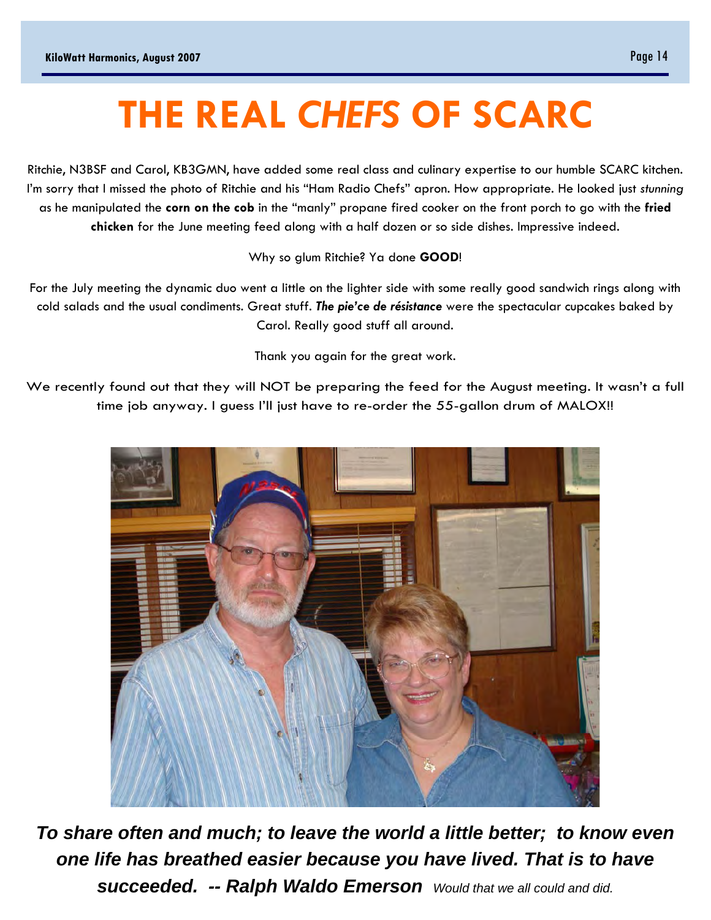# THE REAL *CHEFS* OF SCARC

Ritchie, N3BSF and Carol, KB3GMN, have added some real class and culinary expertise to our humble SCARC kitchen. I'm sorry that I missed the photo of Ritchie and his "Ham Radio Chefs" apron. How appropriate. He looked just *stunning* as he manipulated the **corn on the cob** in the "manly" propane fired cooker on the front porch to go with the **fried chicken** for the June meeting feed along with a half dozen or so side dishes. Impressive indeed.

Why so glum Ritchie? Ya done **GOOD**!

For the July meeting the dynamic duo went a little on the lighter side with some really good sandwich rings along with cold salads and the usual condiments. Great stuff. ***The pie'ce de résistance*** were the spectacular cupcakes baked by Carol. Really good stuff all around.

Thank you again for the great work.

We recently found out that they will NOT be preparing the feed for the August meeting. It wasn't a full time job anyway. I guess I'll just have to re-order the 55-gallon drum of MALOX!!

***To share often and much; to leave the world a little better; to know even one life has breathed easier because you have lived. That is to have succeeded. -- Ralph Waldo Emerson*** *Would that we all could and did.*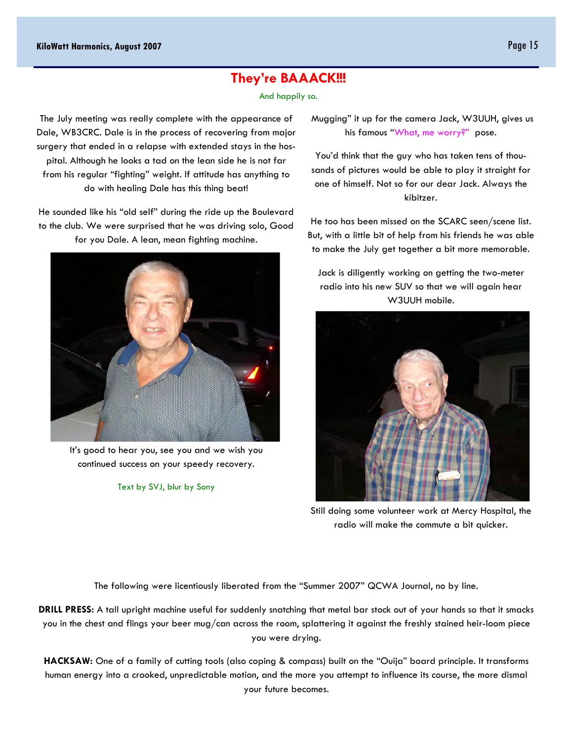# They're BAAACK!!!

And happily so.

The July meeting was really complete with the appearance of Dale, WB3CRC. Dale is in the process of recovering from major surgery that ended in a relapse with extended stays in the hospital. Although he looks a tad on the lean side he is not far from his regular "fighting" weight. If attitude has anything to do with healing Dale has this thing beat!

He sounded like his "old self" during the ride up the Boulevard to the club. We were surprised that he was driving solo, Good for you Dale. A lean, mean fighting machine.

It's good to hear you, see you and we wish you continued success on your speedy recovery.

Text by SVJ, blur by Sony

Mugging" it up for the camera Jack, W3UUH, gives us his famous "What, me worry?" pose.

You'd think that the guy who has taken tens of thousands of pictures would be able to play it straight for one of himself. Not so for our dear Jack. Always the kibitzer.

He too has been missed on the SCARC seen/scene list. But, with a little bit of help from his friends he was able to make the July get together a bit more memorable.

Jack is diligently working on getting the two-meter radio into his new SUV so that we will again hear W3UUH mobile.

Still doing some volunteer work at Mercy Hospital, the radio will make the commute a bit quicker.

The following were licentiously liberated from the "Summer 2007" QCWA Journal, no by line.

**DRILL PRESS:** A tall upright machine useful for suddenly snatching that metal bar stock out of your hands so that it smacks you in the chest and flings your beer mug/can across the room, splattering it against the freshly stained heir-loom piece you were drying.

**HACKSAW:** One of a family of cutting tools (also coping & compass) built on the "Ouija" board principle. It transforms human energy into a crooked, unpredictable motion, and the more you attempt to influence its course, the more dismal your future becomes.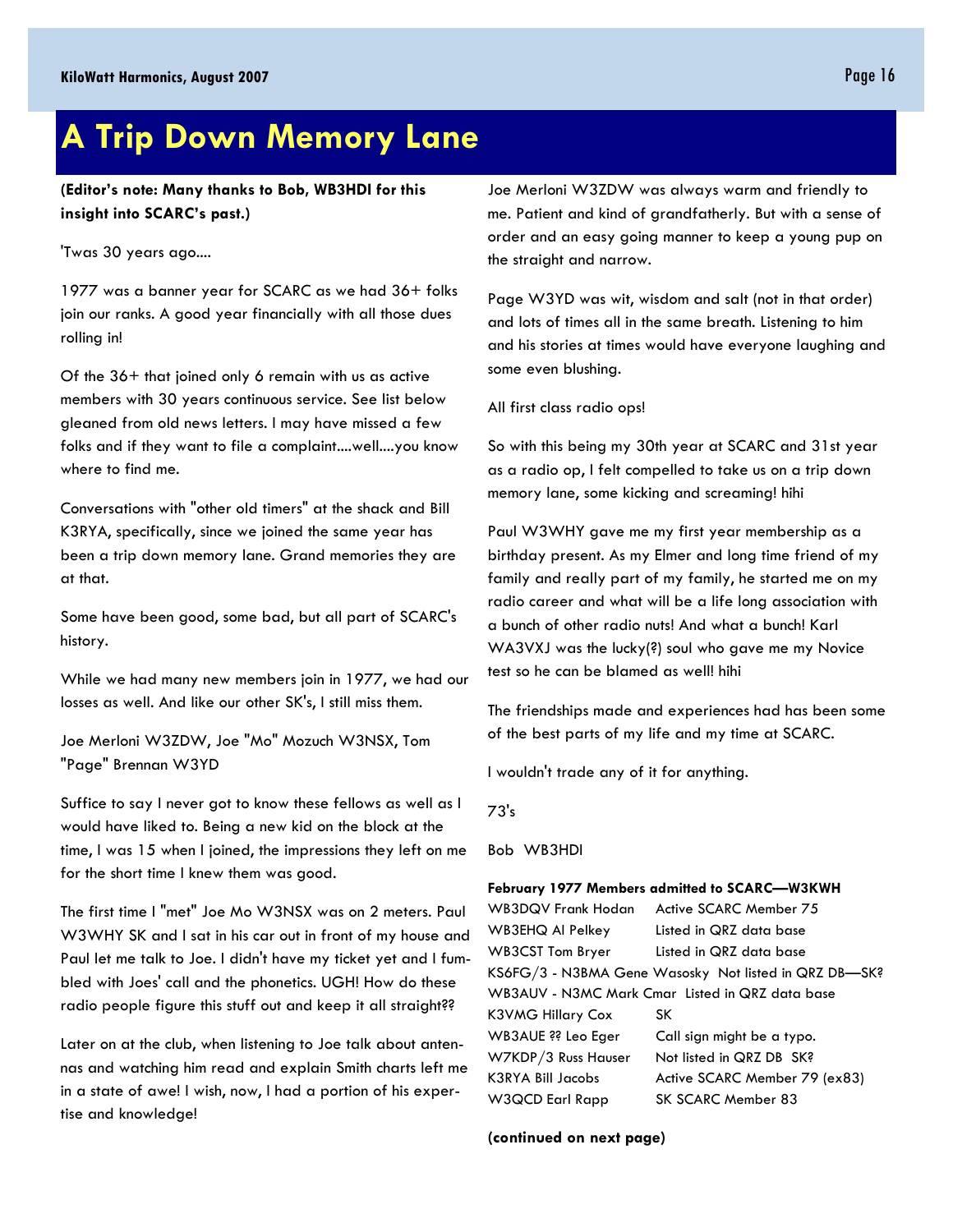# A Trip Down Memory Lane

**(Editor's note: Many thanks to Bob, WB3HDI for this insight into SCARC's past.)**

'Twas 30 years ago....

1977 was a banner year for SCARC as we had 36+ folks join our ranks. A good year financially with all those dues rolling in!

Of the 36+ that joined only 6 remain with us as active members with 30 years continuous service. See list below gleaned from old news letters. I may have missed a few folks and if they want to file a complaint....well....you know where to find me.

Conversations with "other old timers" at the shack and Bill K3RYA, specifically, since we joined the same year has been a trip down memory lane. Grand memories they are at that.

Some have been good, some bad, but all part of SCARC's history.

While we had many new members join in 1977, we had our losses as well. And like our other SK's, I still miss them.

Joe Merloni W3ZDW, Joe "Mo" Mozuch W3NSX, Tom "Page" Brennan W3YD

Suffice to say I never got to know these fellows as well as I would have liked to. Being a new kid on the block at the time, I was 15 when I joined, the impressions they left on me for the short time I knew them was good.

The first time I "met" Joe Mo W3NSX was on 2 meters. Paul W3WHY SK and I sat in his car out in front of my house and Paul let me talk to Joe. I didn't have my ticket yet and I fumbled with Joes' call and the phonetics. UGH! How do these radio people figure this stuff out and keep it all straight??

Later on at the club, when listening to Joe talk about antennas and watching him read and explain Smith charts left me in a state of awe! I wish, now, I had a portion of his expertise and knowledge!

Joe Merloni W3ZDW was always warm and friendly to me. Patient and kind of grandfatherly. But with a sense of order and an easy going manner to keep a young pup on the straight and narrow.

Page W3YD was wit, wisdom and salt (not in that order) and lots of times all in the same breath. Listening to him and his stories at times would have everyone laughing and some even blushing.

All first class radio ops!

So with this being my 30th year at SCARC and 31st year as a radio op, I felt compelled to take us on a trip down memory lane, some kicking and screaming! hihi

Paul W3WHY gave me my first year membership as a birthday present. As my Elmer and long time friend of my family and really part of my family, he started me on my radio career and what will be a life long association with a bunch of other radio nuts! And what a bunch! Karl WA3VXJ was the lucky(?) soul who gave me my Novice test so he can be blamed as well! hihi

The friendships made and experiences had has been some of the best parts of my life and my time at SCARC.

I wouldn't trade any of it for anything.

73's

Bob WB3HDI

**February 1977 Members admitted to SCARC—W3KWH**

| | |
|---|---|
| WB3DQV Frank Hodan | Active SCARC Member 75 |
| WB3EHQ Al Pelkey | Listed in QRZ data base |
| WB3CST Tom Bryer | Listed in QRZ data base |
| KS6FG/3 - N3BMA Gene Wasosky | Not listed in QRZ DB—SK? |
| WB3AUV - N3MC Mark Cmar | Listed in QRZ data base |
| K3VMG Hillary Cox | SK |
| WB3AUE ?? Leo Eger | Call sign might be a typo. |
| W7KDP/3 Russ Hauser | Not listed in QRZ DB SK? |
| K3RYA Bill Jacobs | Active SCARC Member 79 (ex83) |
| W3QCD Earl Rapp | SK SCARC Member 83 |

**(continued on next page)**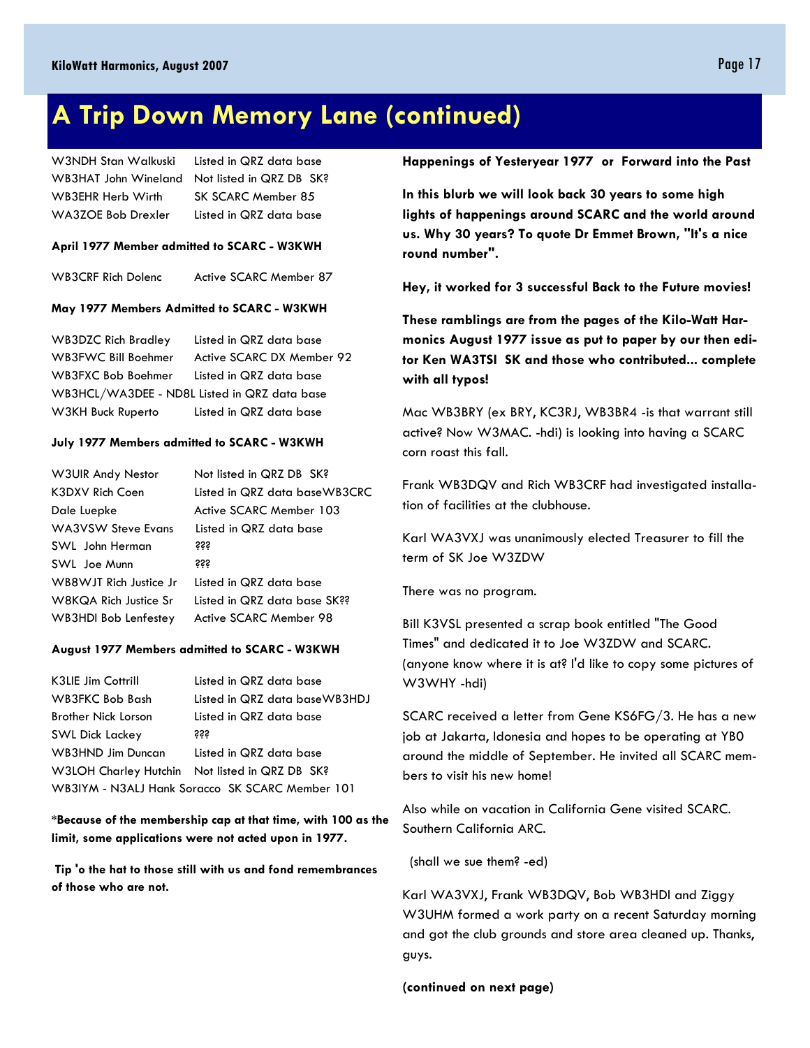# A Trip Down Memory Lane (continued)

| | |
|---|---|
| W3NDH Stan Walkuski | Listed in QRZ data base |
| WB3HAT John Wineland | Not listed in QRZ DB SK? |
| WB3EHR Herb Wirth | SK SCARC Member 85 |
| WA3ZOE Bob Drexler | Listed in QRZ data base |

**April 1977 Member admitted to SCARC - W3KWH**

| | |
|---|---|
| WB3CRF Rich Dolenc | Active SCARC Member 87 |

**May 1977 Members Admitted to SCARC - W3KWH**

| | |
|---|---|
| WB3DZC Rich Bradley | Listed in QRZ data base |
| WB3FWC Bill Boehmer | Active SCARC DX Member 92 |
| WB3FXC Bob Boehmer | Listed in QRZ data base |
| WB3HCL/WA3DEE - ND8L | Listed in QRZ data base |
| W3KH Buck Ruperto | Listed in QRZ data base |

**July 1977 Members admitted to SCARC - W3KWH**

| | |
|---|---|
| W3UIR Andy Nestor | Not listed in QRZ DB SK? |
| K3DXV Rich Coen | Listed in QRZ data baseWB3CRC |
| Dale Luepke | Active SCARC Member 103 |
| WA3VSW Steve Evans | Listed in QRZ data base |
| SWL John Herman | ??? |
| SWL Joe Munn | ??? |
| WB8WJT Rich Justice Jr | Listed in QRZ data base |
| W8KQA Rich Justice Sr | Listed in QRZ data base SK?? |
| WB3HDI Bob Lenfestey | Active SCARC Member 98 |

**August 1977 Members admitted to SCARC - W3KWH**

| | |
|---|---|
| K3LIE Jim Cottrill | Listed in QRZ data base |
| WB3FKC Bob Bash | Listed in QRZ data baseWB3HDJ |
| Brother Nick Lorson | Listed in QRZ data base |
| SWL Dick Lackey | ??? |
| WB3HND Jim Duncan | Listed in QRZ data base |
| W3LOH Charley Hutchin | Not listed in QRZ DB SK? |
| WB3IYM - N3ALJ Hank Soracco | SK SCARC Member 101 |

**\*Because of the membership cap at that time, with 100 as the limit, some applications were not acted upon in 1977.**

**Tip 'o the hat to those still with us and fond remembrances of those who are not.**

**Happenings of Yesteryear 1977 or Forward into the Past**

**In this blurb we will look back 30 years to some high lights of happenings around SCARC and the world around us. Why 30 years? To quote Dr Emmet Brown, "It's a nice round number".**

**Hey, it worked for 3 successful Back to the Future movies!**

**These ramblings are from the pages of the Kilo-Watt Harmonics August 1977 issue as put to paper by our then editor Ken WA3TSI SK and those who contributed... complete with all typos!**

Mac WB3BRY (ex BRY, KC3RJ, WB3BR4 -is that warrant still active? Now W3MAC. -hdi) is looking into having a SCARC corn roast this fall.

Frank WB3DQV and Rich WB3CRF had investigated installation of facilities at the clubhouse.

Karl WA3VXJ was unanimously elected Treasurer to fill the term of SK Joe W3ZDW

There was no program.

Bill K3VSL presented a scrap book entitled "The Good Times" and dedicated it to Joe W3ZDW and SCARC. (anyone know where it is at? I'd like to copy some pictures of W3WHY -hdi)

SCARC received a letter from Gene KS6FG/3. He has a new job at Jakarta, Idonesia and hopes to be operating at YB0 around the middle of September. He invited all SCARC members to visit his new home!

Also while on vacation in California Gene visited SCARC. Southern California ARC.

(shall we sue them? -ed)

Karl WA3VXJ, Frank WB3DQV, Bob WB3HDI and Ziggy W3UHM formed a work party on a recent Saturday morning and got the club grounds and store area cleaned up. Thanks, guys.

**(continued on next page)**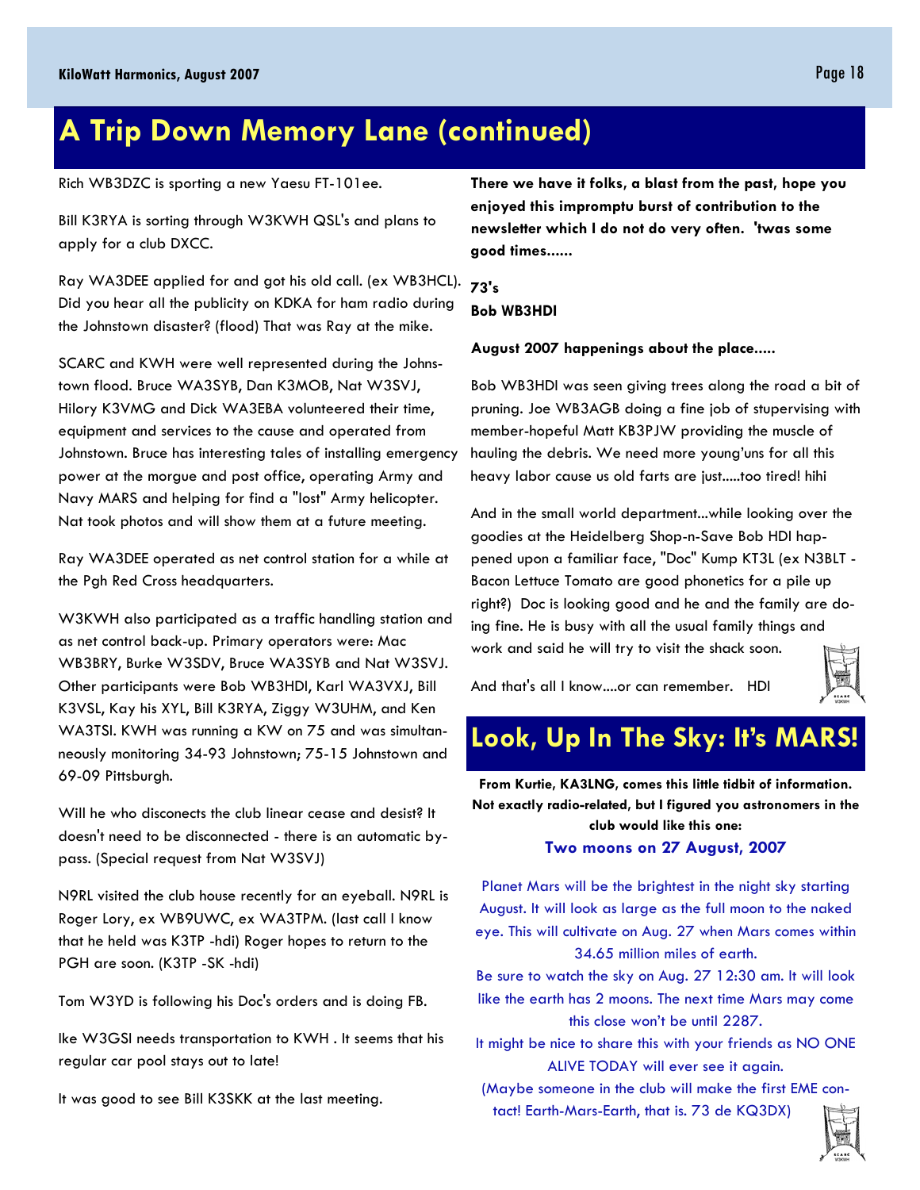# A Trip Down Memory Lane (continued)

Rich WB3DZC is sporting a new Yaesu FT-101ee.

Bill K3RYA is sorting through W3KWH QSL's and plans to apply for a club DXCC.

Ray WA3DEE applied for and got his old call. (ex WB3HCL). Did you hear all the publicity on KDKA for ham radio during the Johnstown disaster? (flood) That was Ray at the mike.

SCARC and KWH were well represented during the Johnstown flood. Bruce WA3SYB, Dan K3MOB, Nat W3SVJ, Hilory K3VMG and Dick WA3EBA volunteered their time, equipment and services to the cause and operated from Johnstown. Bruce has interesting tales of installing emergency power at the morgue and post office, operating Army and Navy MARS and helping for find a "lost" Army helicopter. Nat took photos and will show them at a future meeting.

Ray WA3DEE operated as net control station for a while at the Pgh Red Cross headquarters.

W3KWH also participated as a traffic handling station and as net control back-up. Primary operators were: Mac WB3BRY, Burke W3SDV, Bruce WA3SYB and Nat W3SVJ. Other participants were Bob WB3HDI, Karl WA3VXJ, Bill K3VSL, Kay his XYL, Bill K3RYA, Ziggy W3UHM, and Ken WA3TSI. KWH was running a KW on 75 and was simultanneously monitoring 34-93 Johnstown; 75-15 Johnstown and 69-09 Pittsburgh.

Will he who disconects the club linear cease and desist? It doesn't need to be disconnected - there is an automatic bypass. (Special request from Nat W3SVJ)

N9RL visited the club house recently for an eyeball. N9RL is Roger Lory, ex WB9UWC, ex WA3TPM. (last call I know that he held was K3TP -hdi) Roger hopes to return to the PGH are soon. (K3TP -SK -hdi)

Tom W3YD is following his Doc's orders and is doing FB.

Ike W3GSI needs transportation to KWH . It seems that his regular car pool stays out to late!

It was good to see Bill K3SKK at the last meeting.

**There we have it folks, a blast from the past, hope you enjoyed this impromptu burst of contribution to the newsletter which I do not do very often. 'twas some good times......**

**73's**
**Bob WB3HDI**

**August 2007 happenings about the place.....**

Bob WB3HDI was seen giving trees along the road a bit of pruning. Joe WB3AGB doing a fine job of stupervising with member-hopeful Matt KB3PJW providing the muscle of hauling the debris. We need more young'uns for all this heavy labor cause us old farts are just.....too tired! hihi

And in the small world department...while looking over the goodies at the Heidelberg Shop-n-Save Bob HDI happened upon a familiar face, "Doc" Kump KT3L (ex N3BLT - Bacon Lettuce Tomato are good phonetics for a pile up right?) Doc is looking good and he and the family are doing fine. He is busy with all the usual family things and work and said he will try to visit the shack soon.

And that's all I know....or can remember. HDI

# Look, Up In The Sky: It's MARS!

**From Kurtie, KA3LNG, comes this little tidbit of information. Not exactly radio-related, but I figured you astronomers in the club would like this one:**

**Two moons on 27 August, 2007**

Planet Mars will be the brightest in the night sky starting August. It will look as large as the full moon to the naked eye. This will cultivate on Aug. 27 when Mars comes within 34.65 million miles of earth.

Be sure to watch the sky on Aug. 27 12:30 am. It will look like the earth has 2 moons. The next time Mars may come this close won't be until 2287.

It might be nice to share this with your friends as NO ONE ALIVE TODAY will ever see it again.

(Maybe someone in the club will make the first EME contact! Earth-Mars-Earth, that is. 73 de KQ3DX)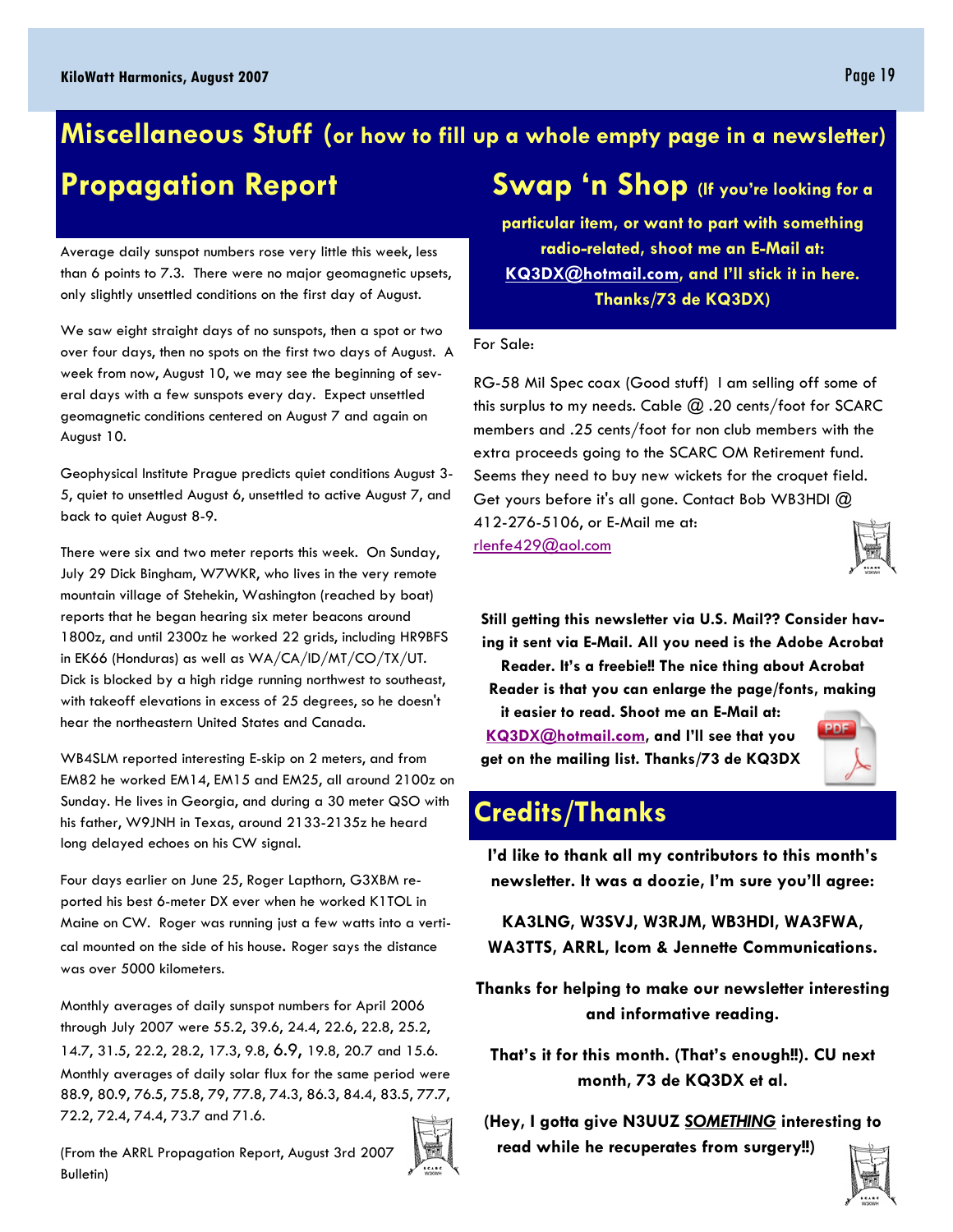# Miscellaneous Stuff (or how to fill up a whole empty page in a newsletter)

## Propagation Report

Average daily sunspot numbers rose very little this week, less than 6 points to 7.3. There were no major geomagnetic upsets, only slightly unsettled conditions on the first day of August.

We saw eight straight days of no sunspots, then a spot or two over four days, then no spots on the first two days of August. A week from now, August 10, we may see the beginning of several days with a few sunspots every day. Expect unsettled geomagnetic conditions centered on August 7 and again on August 10.

Geophysical Institute Prague predicts quiet conditions August 3-5, quiet to unsettled August 6, unsettled to active August 7, and back to quiet August 8-9.

There were six and two meter reports this week. On Sunday, July 29 Dick Bingham, W7WKR, who lives in the very remote mountain village of Stehekin, Washington (reached by boat) reports that he began hearing six meter beacons around 1800z, and until 2300z he worked 22 grids, including HR9BFS in EK66 (Honduras) as well as WA/CA/ID/MT/CO/TX/UT. Dick is blocked by a high ridge running northwest to southeast, with takeoff elevations in excess of 25 degrees, so he doesn't hear the northeastern United States and Canada.

WB4SLM reported interesting E-skip on 2 meters, and from EM82 he worked EM14, EM15 and EM25, all around 2100z on Sunday. He lives in Georgia, and during a 30 meter QSO with his father, W9JNH in Texas, around 2133-2135z he heard long delayed echoes on his CW signal.

Four days earlier on June 25, Roger Lapthorn, G3XBM reported his best 6-meter DX ever when he worked K1TOL in Maine on CW. Roger was running just a few watts into a vertical mounted on the side of his house. Roger says the distance was over 5000 kilometers.

Monthly averages of daily sunspot numbers for April 2006 through July 2007 were 55.2, 39.6, 24.4, 22.6, 22.8, 25.2, 14.7, 31.5, 22.2, 28.2, 17.3, 9.8, 6.9, 19.8, 20.7 and 15.6. Monthly averages of daily solar flux for the same period were 88.9, 80.9, 76.5, 75.8, 79, 77.8, 74.3, 86.3, 84.4, 83.5, 77.7, 72.2, 72.4, 74.4, 73.7 and 71.6.

(From the ARRL Propagation Report, August 3rd 2007 Bulletin)

## Swap 'n Shop (If you're looking for a particular item, or want to part with something radio-related, shoot me an E-Mail at: KQ3DX@hotmail.com, and I'll stick it in here. Thanks/73 de KQ3DX)

For Sale:

RG-58 Mil Spec coax (Good stuff) I am selling off some of this surplus to my needs. Cable @ .20 cents/foot for SCARC members and .25 cents/foot for non club members with the extra proceeds going to the SCARC OM Retirement fund. Seems they need to buy new wickets for the croquet field. Get yours before it's all gone. Contact Bob WB3HDI @ 412-276-5106, or E-Mail me at: rlenfe429@aol.com

**Still getting this newsletter via U.S. Mail?? Consider having it sent via E-Mail. All you need is the Adobe Acrobat Reader. It's a freebie!! The nice thing about Acrobat Reader is that you can enlarge the page/fonts, making it easier to read. Shoot me an E-Mail at: KQ3DX@hotmail.com, and I'll see that you get on the mailing list. Thanks/73 de KQ3DX**

## Credits/Thanks

**I'd like to thank all my contributors to this month's newsletter. It was a doozie, I'm sure you'll agree:**

**KA3LNG, W3SVJ, W3RJM, WB3HDI, WA3FWA, WA3TTS, ARRL, Icom & Jennette Communications.**

**Thanks for helping to make our newsletter interesting and informative reading.**

**That's it for this month. (That's enough!!). CU next month, 73 de KQ3DX et al.**

**(Hey, I gotta give N3UUZ *SOMETHING* interesting to read while he recuperates from surgery!!)**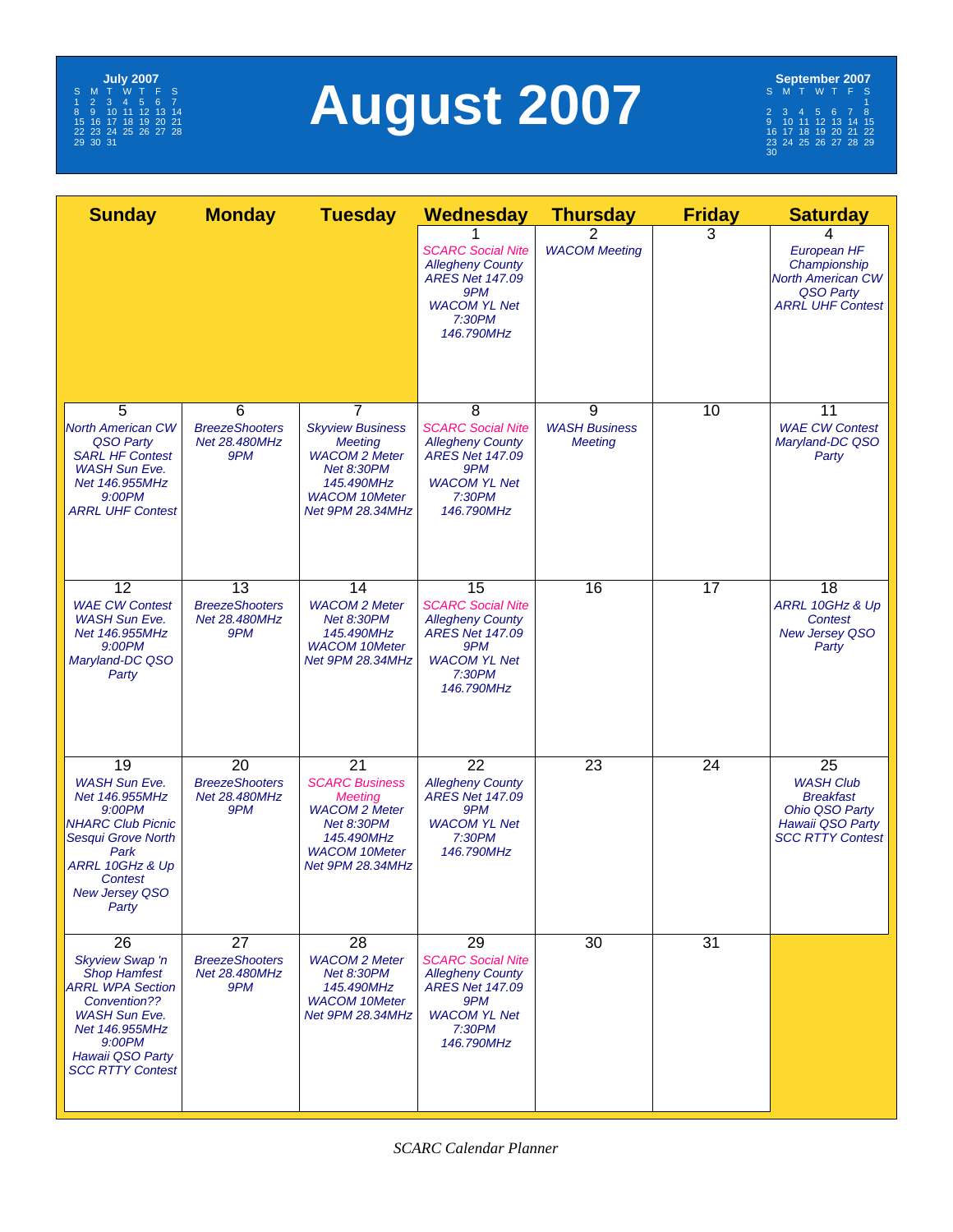# August 2007

**July 2007**

| S | M | T | W | T | F | S |
|---|---|---|---|---|---|---|
| 1 | 2 | 3 | 4 | 5 | 6 | 7 |
| 8 | 9 | 10 | 11 | 12 | 13 | 14 |
| 15 | 16 | 17 | 18 | 19 | 20 | 21 |
| 22 | 23 | 24 | 25 | 26 | 27 | 28 |
| 29 | 30 | 31 | | | | |

**September 2007**

| S | M | T | W | T | F | S |
|---|---|---|---|---|---|---|
| | | | | | | 1 |
| 2 | 3 | 4 | 5 | 6 | 7 | 8 |
| 9 | 10 | 11 | 12 | 13 | 14 | 15 |
| 16 | 17 | 18 | 19 | 20 | 21 | 22 |
| 23 | 24 | 25 | 26 | 27 | 28 | 29 |
| 30 | | | | | | |

| Sunday | Monday | Tuesday | Wednesday | Thursday | Friday | Saturday |
|---|---|---|---|---|---|---|
| | | | 1<br>SCARC Social Nite<br>Allegheny County ARES Net 147.09 9PM<br>WACOM YL Net 7:30PM 146.790MHz | 2<br>WACOM Meeting | 3 | 4<br>European HF Championship<br>North American CW QSO Party<br>ARRL UHF Contest |
| 5<br>North American CW QSO Party<br>SARL HF Contest<br>WASH Sun Eve. Net 146.955MHz 9:00PM<br>ARRL UHF Contest | 6<br>BreezeShooters Net 28.480MHz 9PM | 7<br>Skyview Business Meeting<br>WACOM 2 Meter Net 8:30PM 145.490MHz<br>WACOM 10Meter Net 9PM 28.34MHz | 8<br>SCARC Social Nite<br>Allegheny County ARES Net 147.09 9PM<br>WACOM YL Net 7:30PM 146.790MHz | 9<br>WASH Business Meeting | 10 | 11<br>WAE CW Contest<br>Maryland-DC QSO Party |
| 12<br>WAE CW Contest<br>WASH Sun Eve. Net 146.955MHz 9:00PM<br>Maryland-DC QSO Party | 13<br>BreezeShooters Net 28.480MHz 9PM | 14<br>WACOM 2 Meter Net 8:30PM 145.490MHz<br>WACOM 10Meter Net 9PM 28.34MHz | 15<br>SCARC Social Nite<br>Allegheny County ARES Net 147.09 9PM<br>WACOM YL Net 7:30PM 146.790MHz | 16 | 17 | 18<br>ARRL 10GHz & Up Contest<br>New Jersey QSO Party |
| 19<br>WASH Sun Eve. Net 146.955MHz 9:00PM<br>NHARC Club Picnic Sesqui Grove North Park<br>ARRL 10GHz & Up Contest<br>New Jersey QSO Party | 20<br>BreezeShooters Net 28.480MHz 9PM | 21<br>SCARC Business Meeting<br>WACOM 2 Meter Net 8:30PM 145.490MHz<br>WACOM 10Meter Net 9PM 28.34MHz | 22<br>Allegheny County ARES Net 147.09 9PM<br>WACOM YL Net 7:30PM 146.790MHz | 23 | 24 | 25<br>WASH Club Breakfast<br>Ohio QSO Party<br>Hawaii QSO Party<br>SCC RTTY Contest |
| 26<br>Skyview Swap 'n Shop Hamfest<br>ARRL WPA Section Convention??<br>WASH Sun Eve. Net 146.955MHz 9:00PM<br>Hawaii QSO Party<br>SCC RTTY Contest | 27<br>BreezeShooters Net 28.480MHz 9PM | 28<br>WACOM 2 Meter Net 8:30PM 145.490MHz<br>WACOM 10Meter Net 9PM 28.34MHz | 29<br>SCARC Social Nite<br>Allegheny County ARES Net 147.09 9PM<br>WACOM YL Net 7:30PM 146.790MHz | 30 | 31 | |

*SCARC Calendar Planner*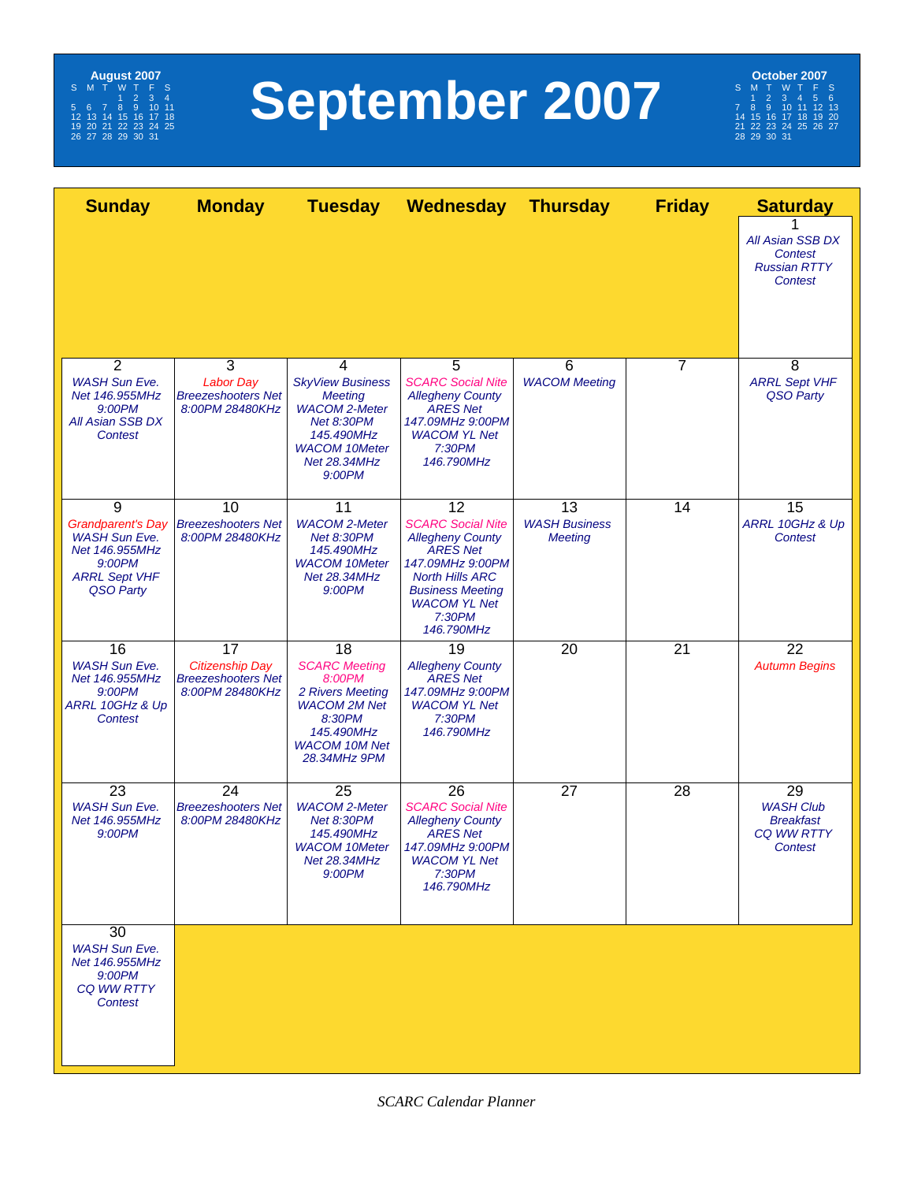# September 2007

**August 2007**

| S | M | T | W | T | F | S |
|---|---|---|---|---|---|---|
| | | | 1 | 2 | 3 | 4 |
| 5 | 6 | 7 | 8 | 9 | 10 | 11 |
| 12 | 13 | 14 | 15 | 16 | 17 | 18 |
| 19 | 20 | 21 | 22 | 23 | 24 | 25 |
| 26 | 27 | 28 | 29 | 30 | 31 | |

**October 2007**

| S | M | T | W | T | F | S |
|---|---|---|---|---|---|---|
| | 1 | 2 | 3 | 4 | 5 | 6 |
| 7 | 8 | 9 | 10 | 11 | 12 | 13 |
| 14 | 15 | 16 | 17 | 18 | 19 | 20 |
| 21 | 22 | 23 | 24 | 25 | 26 | 27 |
| 28 | 29 | 30 | 31 | | | |

| Sunday | Monday | Tuesday | Wednesday | Thursday | Friday | Saturday |
|---|---|---|---|---|---|---|
| | | | | | | 1 *All Asian SSB DX Contest* *Russian RTTY Contest* |
| 2 *WASH Sun Eve. Net 146.955MHz 9:00PM* *All Asian SSB DX Contest* | 3 *Labor Day* *Breezeshooters Net 8:00PM 28480KHz* | 4 *SkyView Business Meeting* *WACOM 2-Meter Net 8:30PM 145.490MHz* *WACOM 10Meter Net 28.34MHz 9:00PM* | 5 *SCARC Social Nite* *Allegheny County ARES Net 147.09MHz 9:00PM* *WACOM YL Net 7:30PM 146.790MHz* | 6 *WACOM Meeting* | 7 | 8 *ARRL Sept VHF QSO Party* |
| 9 *Grandparent's Day* *WASH Sun Eve. Net 146.955MHz 9:00PM* *ARRL Sept VHF QSO Party* | 10 *Breezeshooters Net 8:00PM 28480KHz* | 11 *WACOM 2-Meter Net 8:30PM 145.490MHz* *WACOM 10Meter Net 28.34MHz 9:00PM* | 12 *SCARC Social Nite* *Allegheny County ARES Net 147.09MHz 9:00PM* *North Hills ARC Business Meeting* *WACOM YL Net 7:30PM 146.790MHz* | 13 *WASH Business Meeting* | 14 | 15 *ARRL 10GHz & Up Contest* |
| 16 *WASH Sun Eve. Net 146.955MHz 9:00PM* *ARRL 10GHz & Up Contest* | 17 *Citizenship Day* *Breezeshooters Net 8:00PM 28480KHz* | 18 *SCARC Meeting 8:00PM* *2 Rivers Meeting* *WACOM 2M Net 8:30PM 145.490MHz* *WACOM 10M Net 28.34MHz 9PM* | 19 *Allegheny County ARES Net 147.09MHz 9:00PM* *WACOM YL Net 7:30PM 146.790MHz* | 20 | 21 | 22 *Autumn Begins* |
| 23 *WASH Sun Eve. Net 146.955MHz 9:00PM* | 24 *Breezeshooters Net 8:00PM 28480KHz* | 25 *WACOM 2-Meter Net 8:30PM 145.490MHz* *WACOM 10Meter Net 28.34MHz 9:00PM* | 26 *SCARC Social Nite* *Allegheny County ARES Net 147.09MHz 9:00PM* *WACOM YL Net 7:30PM 146.790MHz* | 27 | 28 | 29 *WASH Club Breakfast* *CQ WW RTTY Contest* |
| 30 *WASH Sun Eve. Net 146.955MHz 9:00PM* *CQ WW RTTY Contest* | | | | | | |

*SCARC Calendar Planner*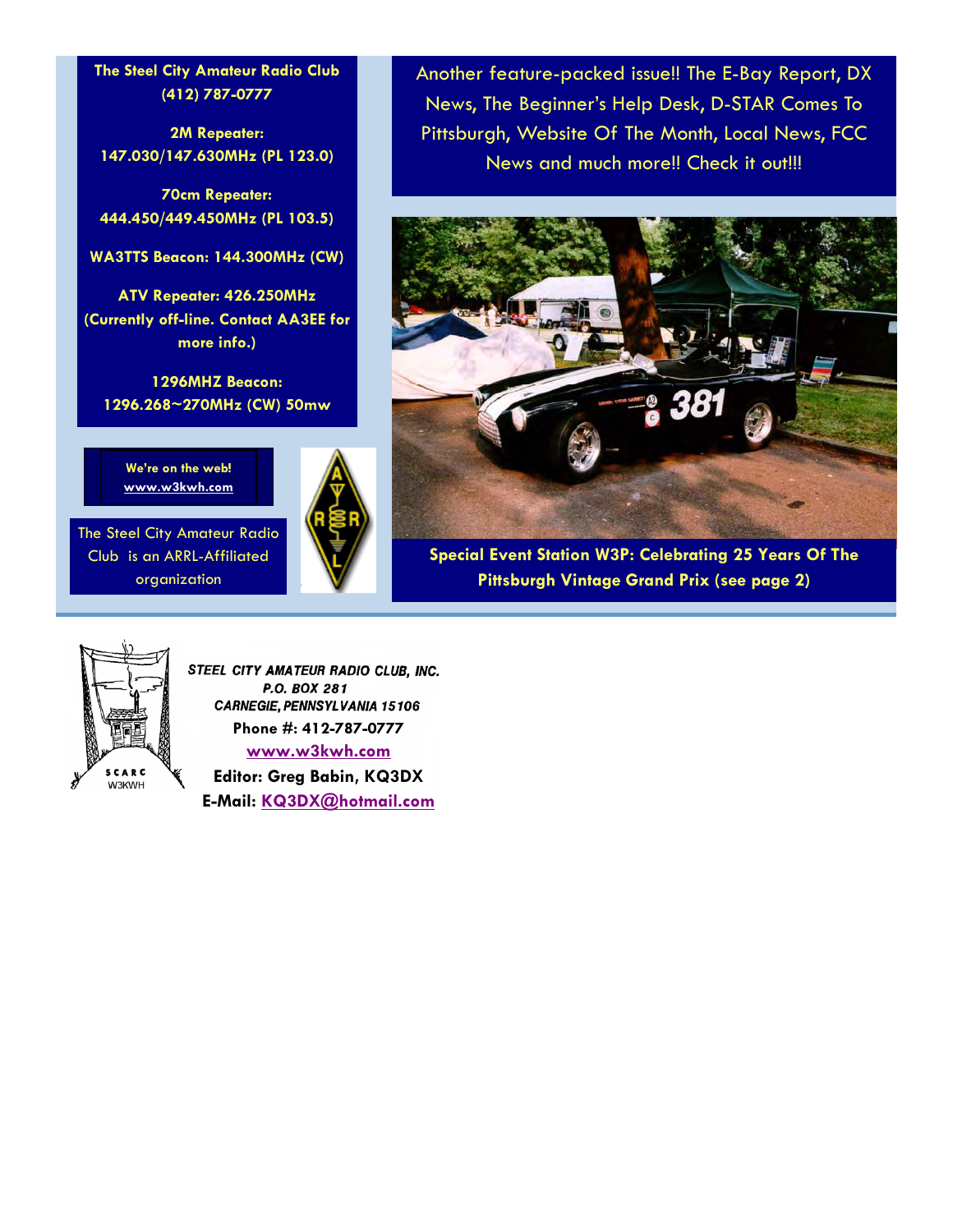**The Steel City Amateur Radio Club**
**(412) 787-0777**

**2M Repeater:**
**147.030/147.630MHz (PL 123.0)**

**70cm Repeater:**
**444.450/449.450MHz (PL 103.5)**

**WA3TTS Beacon: 144.300MHz (CW)**

**ATV Repeater: 426.250MHz**
**(Currently off-line. Contact AA3EE for more info.)**

**1296MHZ Beacon:**
**1296.268~270MHz (CW) 50mw**

**We're on the web!**
**www.w3kwh.com**

The Steel City Amateur Radio Club is an ARRL-Affiliated organization

Another feature-packed issue!! The E-Bay Report, DX News, The Beginner's Help Desk, D-STAR Comes To Pittsburgh, Website Of The Month, Local News, FCC News and much more!! Check it out!!!

**Special Event Station W3P: Celebrating 25 Years Of The Pittsburgh Vintage Grand Prix (see page 2)**

***STEEL CITY AMATEUR RADIO CLUB, INC.***
***P.O. BOX 281***
***CARNEGIE, PENNSYLVANIA 15106***
**Phone #: 412-787-0777**
**www.w3kwh.com**
**Editor: Greg Babin, KQ3DX**
**E-Mail: KQ3DX@hotmail.com**